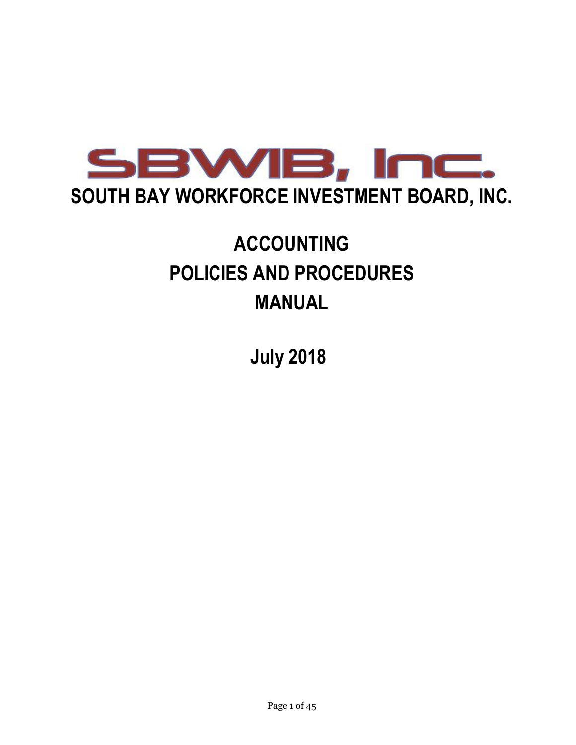# SBWIB, Inc.

# SOUTH BAY WORKFORCE INVESTMENT BOARD, INC.

## ACCOUNTING POLICIES AND PROCEDURES MANUAL

## July 2018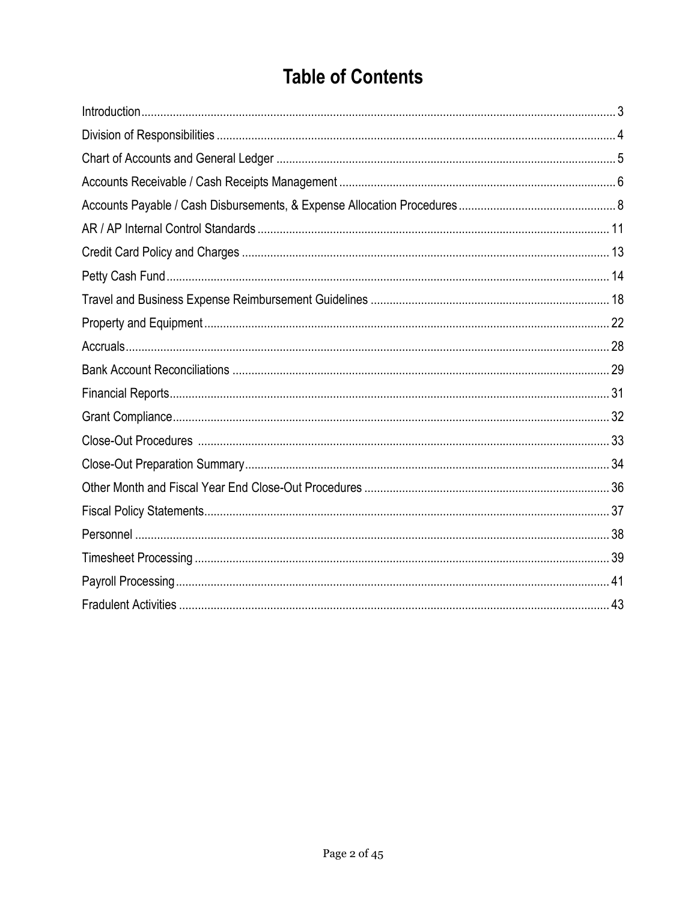# Table of Contents

Introduction ..................... 3
Division of Responsibilities ..................... 4
Chart of Accounts and General Ledger ..................... 5
Accounts Receivable / Cash Receipts Management ..................... 6
Accounts Payable / Cash Disbursements, & Expense Allocation Procedures ..................... 8
AR / AP Internal Control Standards ..................... 11
Credit Card Policy and Charges ..................... 13
Petty Cash Fund ..................... 14
Travel and Business Expense Reimbursement Guidelines ..................... 18
Property and Equipment ..................... 22
Accruals ..................... 28
Bank Account Reconciliations ..................... 29
Financial Reports ..................... 31
Grant Compliance ..................... 32
Close-Out Procedures ..................... 33
Close-Out Preparation Summary ..................... 34
Other Month and Fiscal Year End Close-Out Procedures ..................... 36
Fiscal Policy Statements ..................... 37
Personnel ..................... 38
Timesheet Processing ..................... 39
Payroll Processing ..................... 41
Fradulent Activities ..................... 43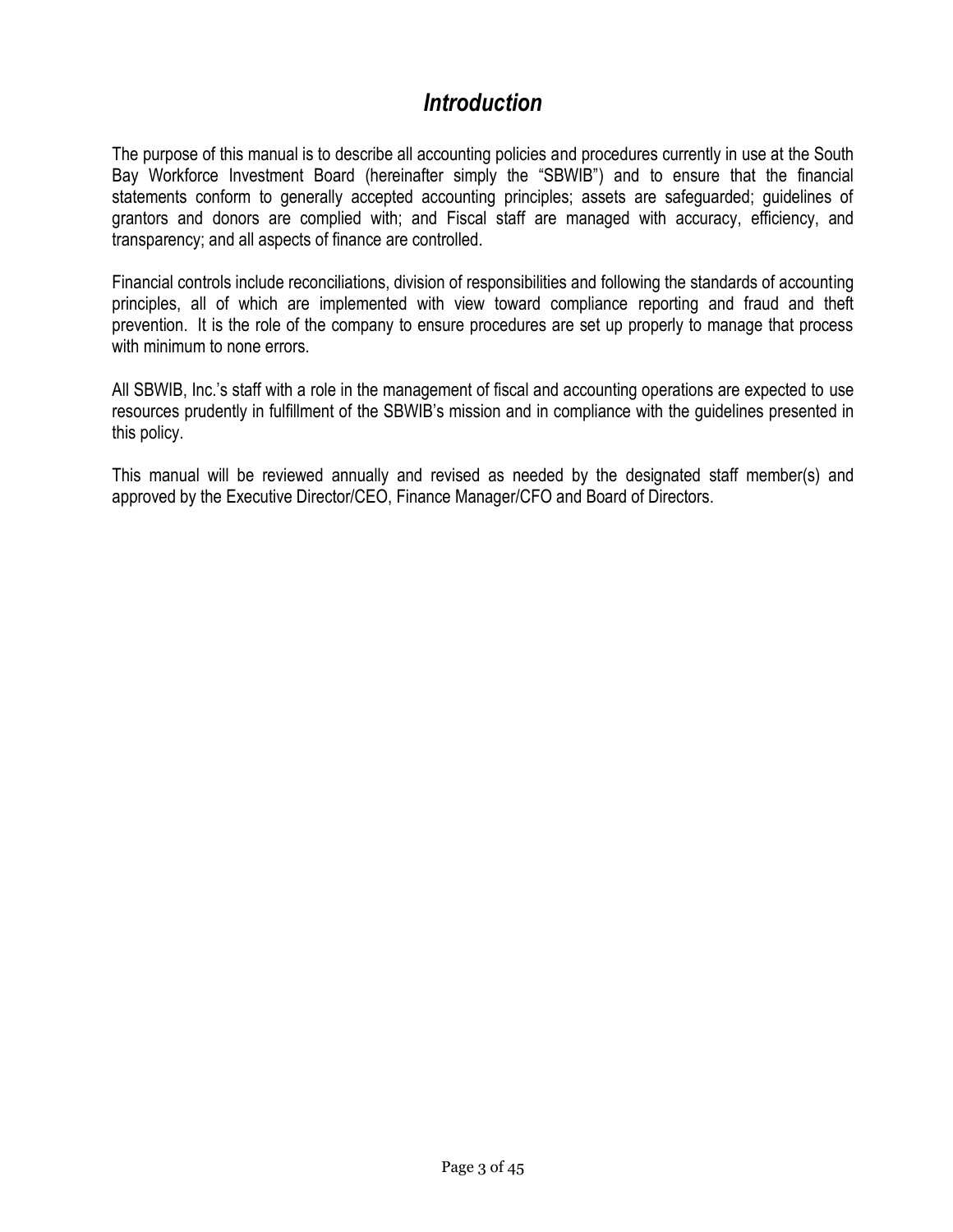# *Introduction*

The purpose of this manual is to describe all accounting policies and procedures currently in use at the South Bay Workforce Investment Board (hereinafter simply the "SBWIB") and to ensure that the financial statements conform to generally accepted accounting principles; assets are safeguarded; guidelines of grantors and donors are complied with; and Fiscal staff are managed with accuracy, efficiency, and transparency; and all aspects of finance are controlled.

Financial controls include reconciliations, division of responsibilities and following the standards of accounting principles, all of which are implemented with view toward compliance reporting and fraud and theft prevention. It is the role of the company to ensure procedures are set up properly to manage that process with minimum to none errors.

All SBWIB, Inc.'s staff with a role in the management of fiscal and accounting operations are expected to use resources prudently in fulfillment of the SBWIB's mission and in compliance with the guidelines presented in this policy.

This manual will be reviewed annually and revised as needed by the designated staff member(s) and approved by the Executive Director/CEO, Finance Manager/CFO and Board of Directors.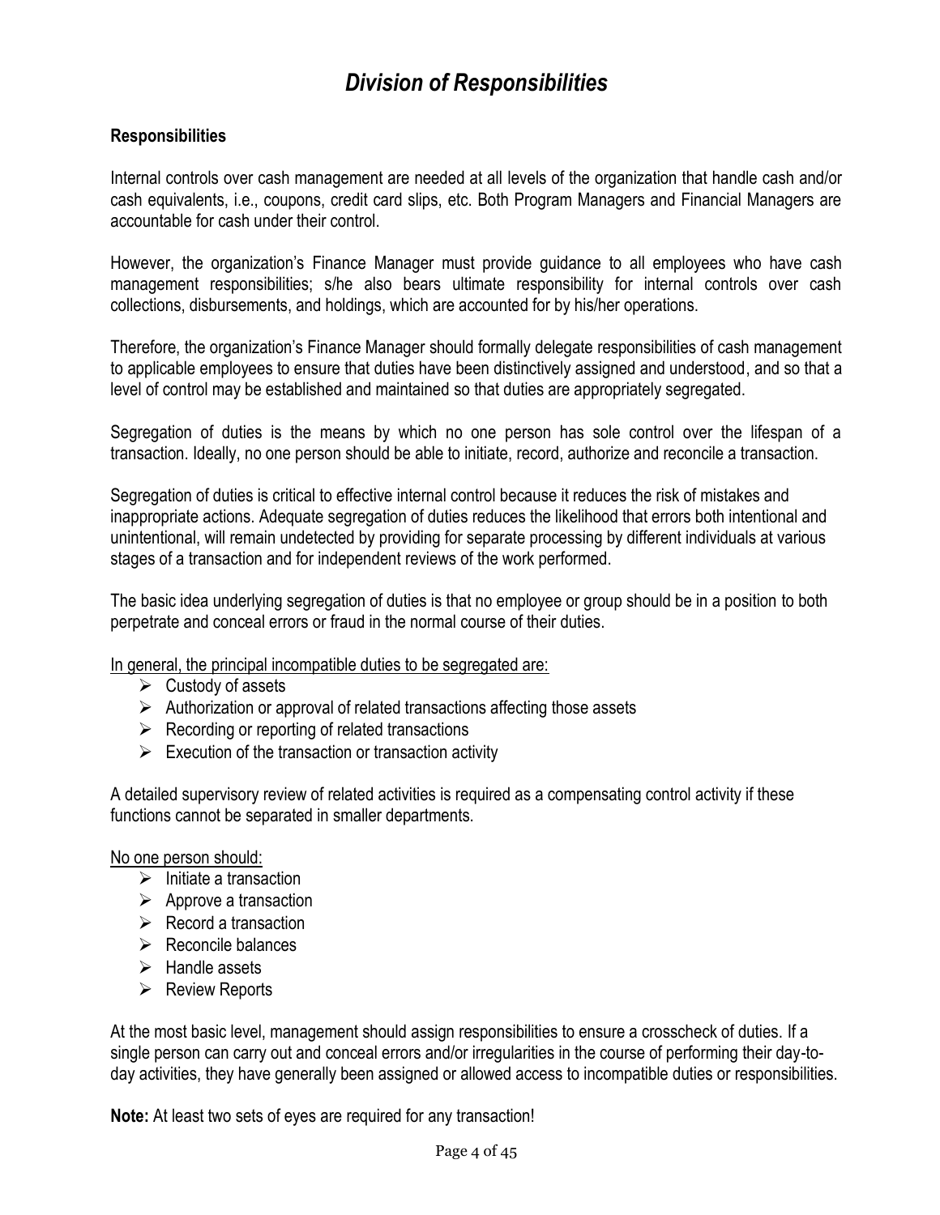# *Division of Responsibilities*

**Responsibilities**

Internal controls over cash management are needed at all levels of the organization that handle cash and/or cash equivalents, i.e., coupons, credit card slips, etc. Both Program Managers and Financial Managers are accountable for cash under their control.

However, the organization's Finance Manager must provide guidance to all employees who have cash management responsibilities; s/he also bears ultimate responsibility for internal controls over cash collections, disbursements, and holdings, which are accounted for by his/her operations.

Therefore, the organization's Finance Manager should formally delegate responsibilities of cash management to applicable employees to ensure that duties have been distinctively assigned and understood, and so that a level of control may be established and maintained so that duties are appropriately segregated.

Segregation of duties is the means by which no one person has sole control over the lifespan of a transaction. Ideally, no one person should be able to initiate, record, authorize and reconcile a transaction.

Segregation of duties is critical to effective internal control because it reduces the risk of mistakes and inappropriate actions. Adequate segregation of duties reduces the likelihood that errors both intentional and unintentional, will remain undetected by providing for separate processing by different individuals at various stages of a transaction and for independent reviews of the work performed.

The basic idea underlying segregation of duties is that no employee or group should be in a position to both perpetrate and conceal errors or fraud in the normal course of their duties.

<u>In general, the principal incompatible duties to be segregated are:</u>

- Custody of assets
- Authorization or approval of related transactions affecting those assets
- Recording or reporting of related transactions
- Execution of the transaction or transaction activity

A detailed supervisory review of related activities is required as a compensating control activity if these functions cannot be separated in smaller departments.

<u>No one person should:</u>

- Initiate a transaction
- Approve a transaction
- Record a transaction
- Reconcile balances
- Handle assets
- Review Reports

At the most basic level, management should assign responsibilities to ensure a crosscheck of duties. If a single person can carry out and conceal errors and/or irregularities in the course of performing their day-to-day activities, they have generally been assigned or allowed access to incompatible duties or responsibilities.

**Note:** At least two sets of eyes are required for any transaction!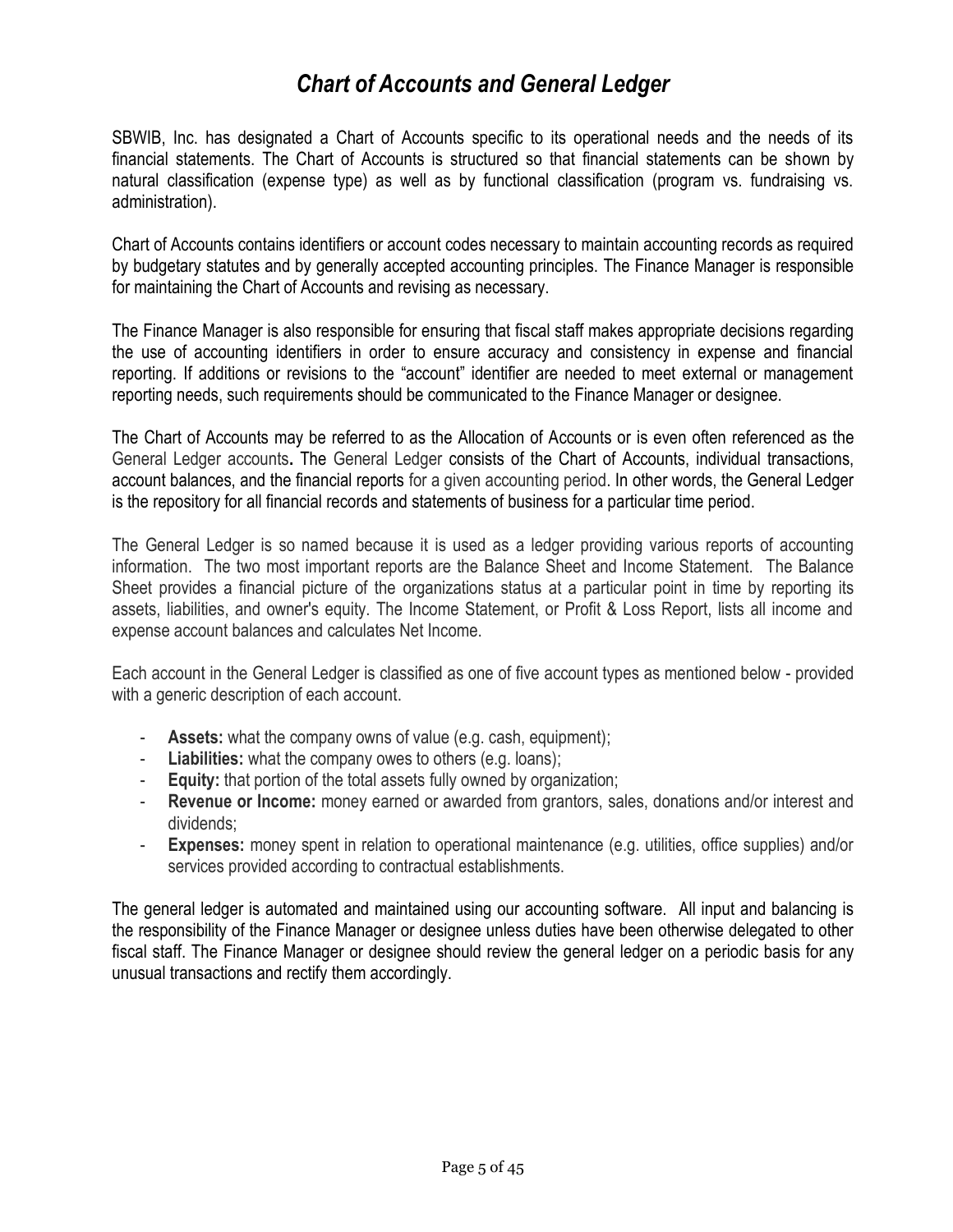# *Chart of Accounts and General Ledger*

SBWIB, Inc. has designated a Chart of Accounts specific to its operational needs and the needs of its financial statements. The Chart of Accounts is structured so that financial statements can be shown by natural classification (expense type) as well as by functional classification (program vs. fundraising vs. administration).

Chart of Accounts contains identifiers or account codes necessary to maintain accounting records as required by budgetary statutes and by generally accepted accounting principles. The Finance Manager is responsible for maintaining the Chart of Accounts and revising as necessary.

The Finance Manager is also responsible for ensuring that fiscal staff makes appropriate decisions regarding the use of accounting identifiers in order to ensure accuracy and consistency in expense and financial reporting. If additions or revisions to the "account" identifier are needed to meet external or management reporting needs, such requirements should be communicated to the Finance Manager or designee.

The Chart of Accounts may be referred to as the Allocation of Accounts or is even often referenced as the General Ledger accounts**.** The General Ledger consists of the Chart of Accounts, individual transactions, account balances, and the financial reports for a given accounting period. In other words, the General Ledger is the repository for all financial records and statements of business for a particular time period.

The General Ledger is so named because it is used as a ledger providing various reports of accounting information. The two most important reports are the Balance Sheet and Income Statement. The Balance Sheet provides a financial picture of the organizations status at a particular point in time by reporting its assets, liabilities, and owner's equity. The Income Statement, or Profit & Loss Report, lists all income and expense account balances and calculates Net Income.

Each account in the General Ledger is classified as one of five account types as mentioned below - provided with a generic description of each account.

- **Assets:** what the company owns of value (e.g. cash, equipment);
- **Liabilities:** what the company owes to others (e.g. loans);
- **Equity:** that portion of the total assets fully owned by organization;
- **Revenue or Income:** money earned or awarded from grantors, sales, donations and/or interest and dividends;
- **Expenses:** money spent in relation to operational maintenance (e.g. utilities, office supplies) and/or services provided according to contractual establishments.

The general ledger is automated and maintained using our accounting software. All input and balancing is the responsibility of the Finance Manager or designee unless duties have been otherwise delegated to other fiscal staff. The Finance Manager or designee should review the general ledger on a periodic basis for any unusual transactions and rectify them accordingly.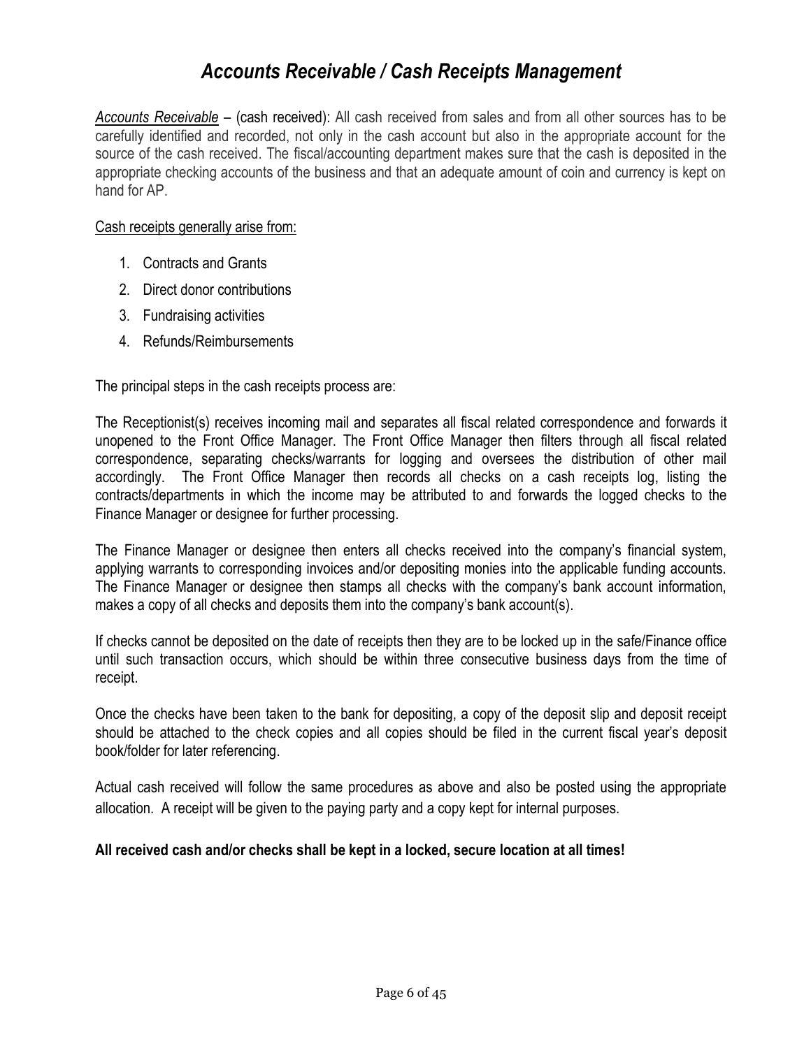# *Accounts Receivable / Cash Receipts Management*

*Accounts Receivable* – (cash received): All cash received from sales and from all other sources has to be carefully identified and recorded, not only in the cash account but also in the appropriate account for the source of the cash received. The fiscal/accounting department makes sure that the cash is deposited in the appropriate checking accounts of the business and that an adequate amount of coin and currency is kept on hand for AP.

Cash receipts generally arise from:

1. Contracts and Grants
2. Direct donor contributions
3. Fundraising activities
4. Refunds/Reimbursements

The principal steps in the cash receipts process are:

The Receptionist(s) receives incoming mail and separates all fiscal related correspondence and forwards it unopened to the Front Office Manager. The Front Office Manager then filters through all fiscal related correspondence, separating checks/warrants for logging and oversees the distribution of other mail accordingly. The Front Office Manager then records all checks on a cash receipts log, listing the contracts/departments in which the income may be attributed to and forwards the logged checks to the Finance Manager or designee for further processing.

The Finance Manager or designee then enters all checks received into the company's financial system, applying warrants to corresponding invoices and/or depositing monies into the applicable funding accounts. The Finance Manager or designee then stamps all checks with the company's bank account information, makes a copy of all checks and deposits them into the company's bank account(s).

If checks cannot be deposited on the date of receipts then they are to be locked up in the safe/Finance office until such transaction occurs, which should be within three consecutive business days from the time of receipt.

Once the checks have been taken to the bank for depositing, a copy of the deposit slip and deposit receipt should be attached to the check copies and all copies should be filed in the current fiscal year's deposit book/folder for later referencing.

Actual cash received will follow the same procedures as above and also be posted using the appropriate allocation. A receipt will be given to the paying party and a copy kept for internal purposes.

**All received cash and/or checks shall be kept in a locked, secure location at all times!**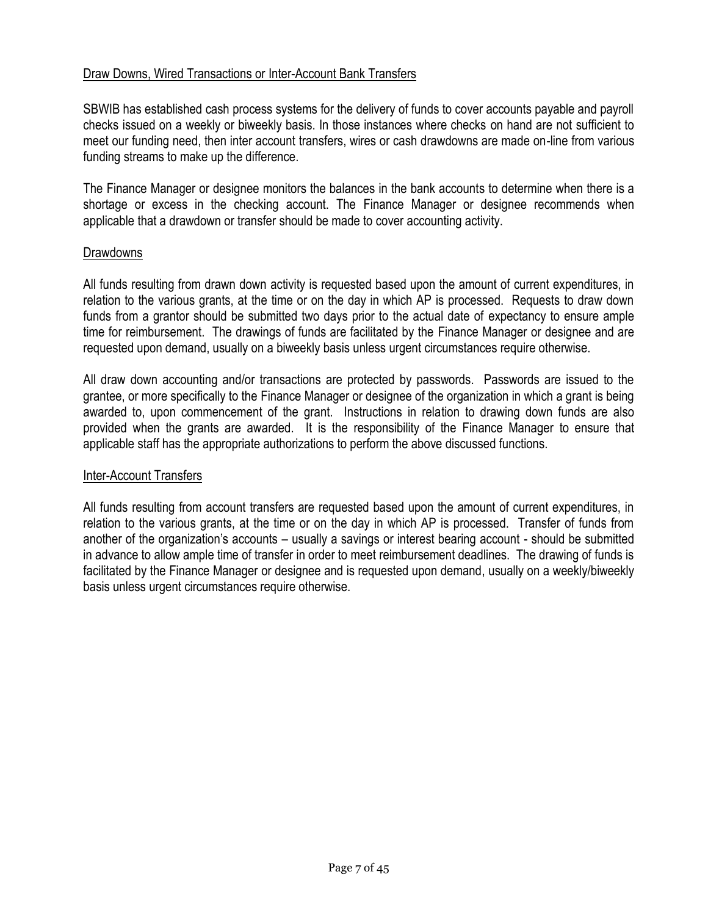<u>Draw Downs, Wired Transactions or Inter-Account Bank Transfers</u>

SBWIB has established cash process systems for the delivery of funds to cover accounts payable and payroll checks issued on a weekly or biweekly basis. In those instances where checks on hand are not sufficient to meet our funding need, then inter account transfers, wires or cash drawdowns are made on-line from various funding streams to make up the difference.

The Finance Manager or designee monitors the balances in the bank accounts to determine when there is a shortage or excess in the checking account. The Finance Manager or designee recommends when applicable that a drawdown or transfer should be made to cover accounting activity.

<u>Drawdowns</u>

All funds resulting from drawn down activity is requested based upon the amount of current expenditures, in relation to the various grants, at the time or on the day in which AP is processed. Requests to draw down funds from a grantor should be submitted two days prior to the actual date of expectancy to ensure ample time for reimbursement. The drawings of funds are facilitated by the Finance Manager or designee and are requested upon demand, usually on a biweekly basis unless urgent circumstances require otherwise.

All draw down accounting and/or transactions are protected by passwords. Passwords are issued to the grantee, or more specifically to the Finance Manager or designee of the organization in which a grant is being awarded to, upon commencement of the grant. Instructions in relation to drawing down funds are also provided when the grants are awarded. It is the responsibility of the Finance Manager to ensure that applicable staff has the appropriate authorizations to perform the above discussed functions.

<u>Inter-Account Transfers</u>

All funds resulting from account transfers are requested based upon the amount of current expenditures, in relation to the various grants, at the time or on the day in which AP is processed. Transfer of funds from another of the organization's accounts – usually a savings or interest bearing account - should be submitted in advance to allow ample time of transfer in order to meet reimbursement deadlines. The drawing of funds is facilitated by the Finance Manager or designee and is requested upon demand, usually on a weekly/biweekly basis unless urgent circumstances require otherwise.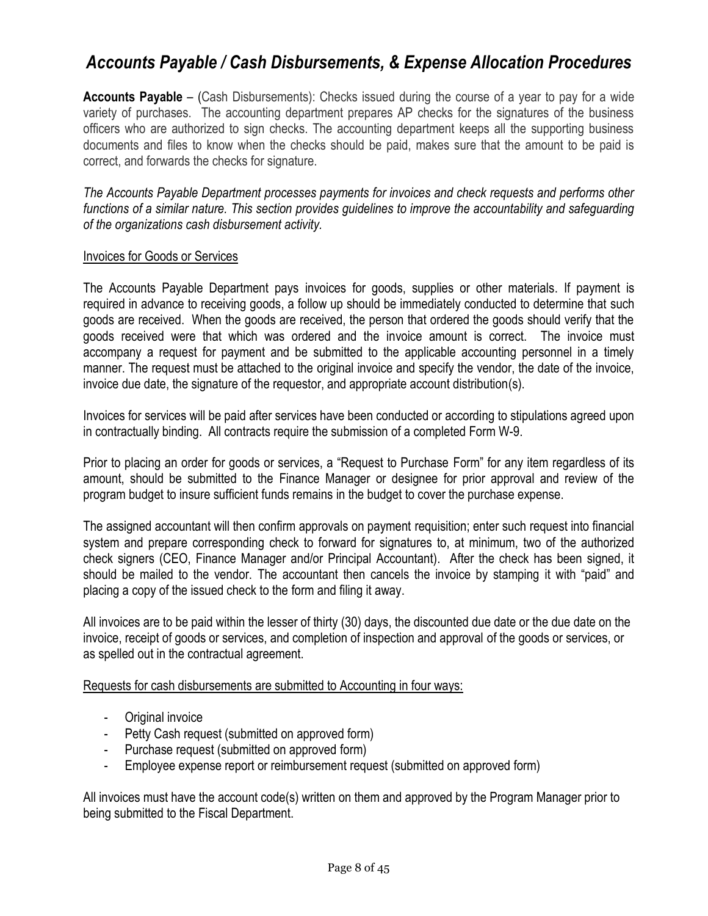# *Accounts Payable / Cash Disbursements, & Expense Allocation Procedures*

**Accounts Payable** – (Cash Disbursements): Checks issued during the course of a year to pay for a wide variety of purchases. The accounting department prepares AP checks for the signatures of the business officers who are authorized to sign checks. The accounting department keeps all the supporting business documents and files to know when the checks should be paid, makes sure that the amount to be paid is correct, and forwards the checks for signature.

*The Accounts Payable Department processes payments for invoices and check requests and performs other functions of a similar nature. This section provides guidelines to improve the accountability and safeguarding of the organizations cash disbursement activity.*

<u>Invoices for Goods or Services</u>

The Accounts Payable Department pays invoices for goods, supplies or other materials. If payment is required in advance to receiving goods, a follow up should be immediately conducted to determine that such goods are received. When the goods are received, the person that ordered the goods should verify that the goods received were that which was ordered and the invoice amount is correct. The invoice must accompany a request for payment and be submitted to the applicable accounting personnel in a timely manner. The request must be attached to the original invoice and specify the vendor, the date of the invoice, invoice due date, the signature of the requestor, and appropriate account distribution(s).

Invoices for services will be paid after services have been conducted or according to stipulations agreed upon in contractually binding. All contracts require the submission of a completed Form W-9.

Prior to placing an order for goods or services, a "Request to Purchase Form" for any item regardless of its amount, should be submitted to the Finance Manager or designee for prior approval and review of the program budget to insure sufficient funds remains in the budget to cover the purchase expense.

The assigned accountant will then confirm approvals on payment requisition; enter such request into financial system and prepare corresponding check to forward for signatures to, at minimum, two of the authorized check signers (CEO, Finance Manager and/or Principal Accountant). After the check has been signed, it should be mailed to the vendor. The accountant then cancels the invoice by stamping it with "paid" and placing a copy of the issued check to the form and filing it away.

All invoices are to be paid within the lesser of thirty (30) days, the discounted due date or the due date on the invoice, receipt of goods or services, and completion of inspection and approval of the goods or services, or as spelled out in the contractual agreement.

<u>Requests for cash disbursements are submitted to Accounting in four ways:</u>

- Original invoice
- Petty Cash request (submitted on approved form)
- Purchase request (submitted on approved form)
- Employee expense report or reimbursement request (submitted on approved form)

All invoices must have the account code(s) written on them and approved by the Program Manager prior to being submitted to the Fiscal Department.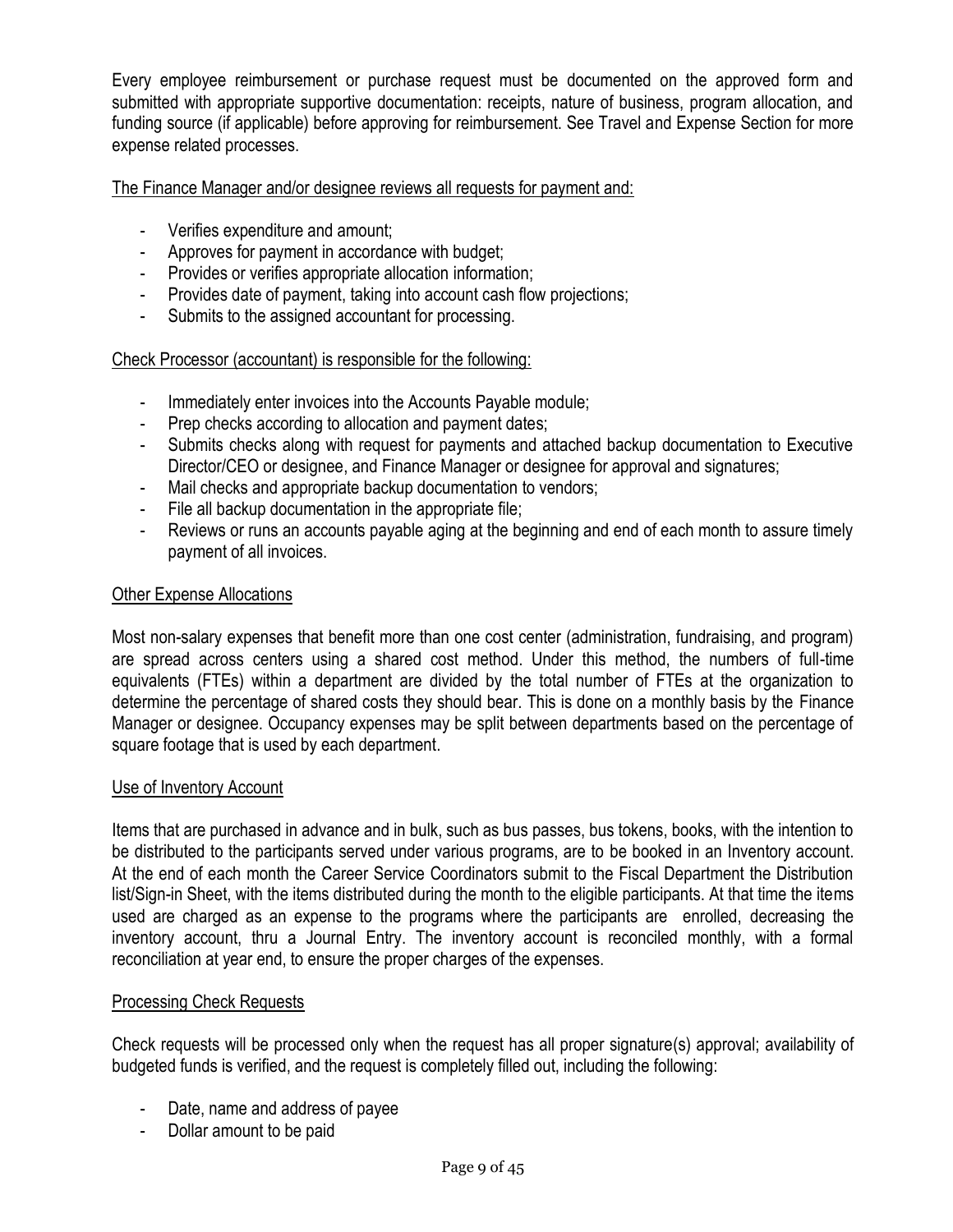Every employee reimbursement or purchase request must be documented on the approved form and submitted with appropriate supportive documentation: receipts, nature of business, program allocation, and funding source (if applicable) before approving for reimbursement. See Travel and Expense Section for more expense related processes.

The Finance Manager and/or designee reviews all requests for payment and:

- Verifies expenditure and amount;
- Approves for payment in accordance with budget;
- Provides or verifies appropriate allocation information;
- Provides date of payment, taking into account cash flow projections;
- Submits to the assigned accountant for processing.

Check Processor (accountant) is responsible for the following:

- Immediately enter invoices into the Accounts Payable module;
- Prep checks according to allocation and payment dates;
- Submits checks along with request for payments and attached backup documentation to Executive Director/CEO or designee, and Finance Manager or designee for approval and signatures;
- Mail checks and appropriate backup documentation to vendors;
- File all backup documentation in the appropriate file;
- Reviews or runs an accounts payable aging at the beginning and end of each month to assure timely payment of all invoices.

## Other Expense Allocations

Most non-salary expenses that benefit more than one cost center (administration, fundraising, and program) are spread across centers using a shared cost method. Under this method, the numbers of full-time equivalents (FTEs) within a department are divided by the total number of FTEs at the organization to determine the percentage of shared costs they should bear. This is done on a monthly basis by the Finance Manager or designee. Occupancy expenses may be split between departments based on the percentage of square footage that is used by each department.

## Use of Inventory Account

Items that are purchased in advance and in bulk, such as bus passes, bus tokens, books, with the intention to be distributed to the participants served under various programs, are to be booked in an Inventory account. At the end of each month the Career Service Coordinators submit to the Fiscal Department the Distribution list/Sign-in Sheet, with the items distributed during the month to the eligible participants. At that time the items used are charged as an expense to the programs where the participants are enrolled, decreasing the inventory account, thru a Journal Entry. The inventory account is reconciled monthly, with a formal reconciliation at year end, to ensure the proper charges of the expenses.

## Processing Check Requests

Check requests will be processed only when the request has all proper signature(s) approval; availability of budgeted funds is verified, and the request is completely filled out, including the following:

- Date, name and address of payee
- Dollar amount to be paid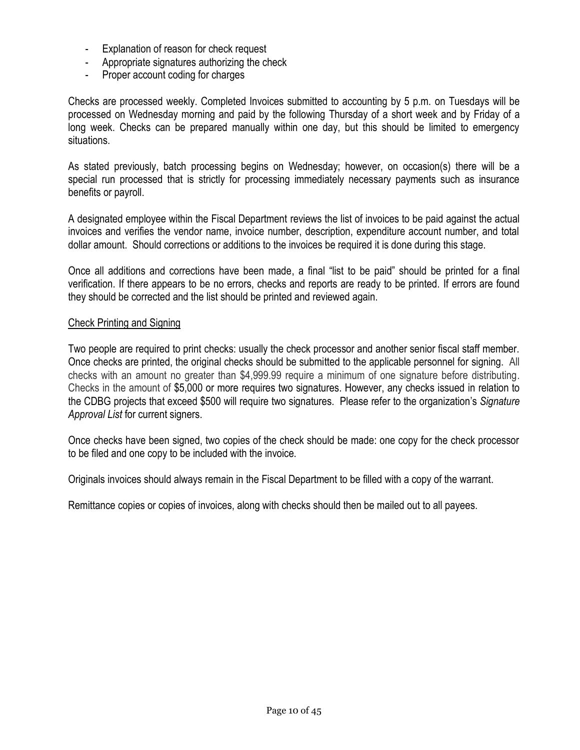- Explanation of reason for check request
- Appropriate signatures authorizing the check
- Proper account coding for charges

Checks are processed weekly. Completed Invoices submitted to accounting by 5 p.m. on Tuesdays will be processed on Wednesday morning and paid by the following Thursday of a short week and by Friday of a long week. Checks can be prepared manually within one day, but this should be limited to emergency situations.

As stated previously, batch processing begins on Wednesday; however, on occasion(s) there will be a special run processed that is strictly for processing immediately necessary payments such as insurance benefits or payroll.

A designated employee within the Fiscal Department reviews the list of invoices to be paid against the actual invoices and verifies the vendor name, invoice number, description, expenditure account number, and total dollar amount. Should corrections or additions to the invoices be required it is done during this stage.

Once all additions and corrections have been made, a final "list to be paid" should be printed for a final verification. If there appears to be no errors, checks and reports are ready to be printed. If errors are found they should be corrected and the list should be printed and reviewed again.

Check Printing and Signing

Two people are required to print checks: usually the check processor and another senior fiscal staff member. Once checks are printed, the original checks should be submitted to the applicable personnel for signing. All checks with an amount no greater than $4,999.99 require a minimum of one signature before distributing. Checks in the amount of $5,000 or more requires two signatures. However, any checks issued in relation to the CDBG projects that exceed $500 will require two signatures. Please refer to the organization's *Signature Approval List* for current signers.

Once checks have been signed, two copies of the check should be made: one copy for the check processor to be filed and one copy to be included with the invoice.

Originals invoices should always remain in the Fiscal Department to be filled with a copy of the warrant.

Remittance copies or copies of invoices, along with checks should then be mailed out to all payees.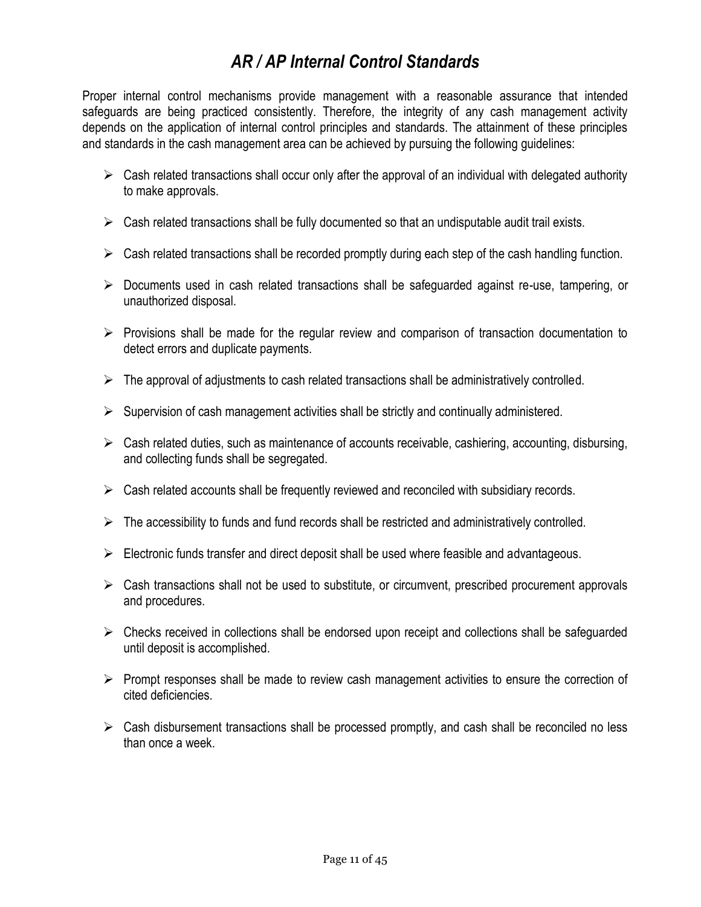## *AR / AP Internal Control Standards*

Proper internal control mechanisms provide management with a reasonable assurance that intended safeguards are being practiced consistently. Therefore, the integrity of any cash management activity depends on the application of internal control principles and standards. The attainment of these principles and standards in the cash management area can be achieved by pursuing the following guidelines:

- Cash related transactions shall occur only after the approval of an individual with delegated authority to make approvals.
- Cash related transactions shall be fully documented so that an undisputable audit trail exists.
- Cash related transactions shall be recorded promptly during each step of the cash handling function.
- Documents used in cash related transactions shall be safeguarded against re-use, tampering, or unauthorized disposal.
- Provisions shall be made for the regular review and comparison of transaction documentation to detect errors and duplicate payments.
- The approval of adjustments to cash related transactions shall be administratively controlled.
- Supervision of cash management activities shall be strictly and continually administered.
- Cash related duties, such as maintenance of accounts receivable, cashiering, accounting, disbursing, and collecting funds shall be segregated.
- Cash related accounts shall be frequently reviewed and reconciled with subsidiary records.
- The accessibility to funds and fund records shall be restricted and administratively controlled.
- Electronic funds transfer and direct deposit shall be used where feasible and advantageous.
- Cash transactions shall not be used to substitute, or circumvent, prescribed procurement approvals and procedures.
- Checks received in collections shall be endorsed upon receipt and collections shall be safeguarded until deposit is accomplished.
- Prompt responses shall be made to review cash management activities to ensure the correction of cited deficiencies.
- Cash disbursement transactions shall be processed promptly, and cash shall be reconciled no less than once a week.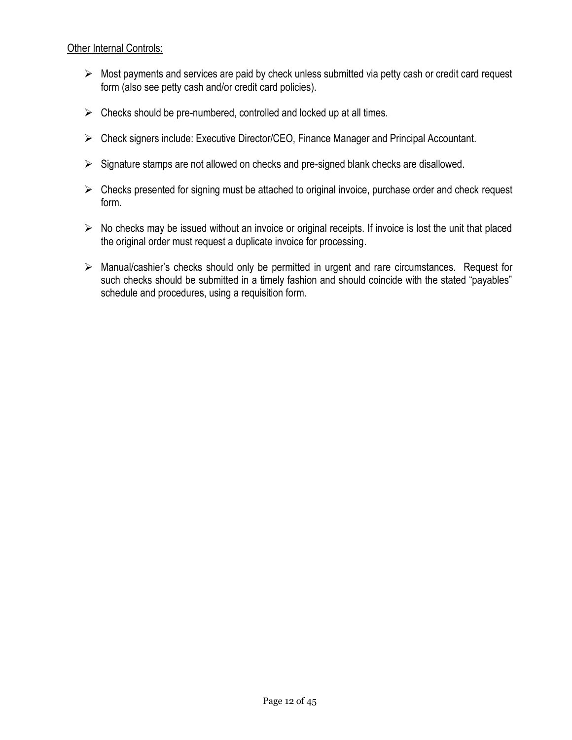Other Internal Controls:

- Most payments and services are paid by check unless submitted via petty cash or credit card request form (also see petty cash and/or credit card policies).
- Checks should be pre-numbered, controlled and locked up at all times.
- Check signers include: Executive Director/CEO, Finance Manager and Principal Accountant.
- Signature stamps are not allowed on checks and pre-signed blank checks are disallowed.
- Checks presented for signing must be attached to original invoice, purchase order and check request form.
- No checks may be issued without an invoice or original receipts. If invoice is lost the unit that placed the original order must request a duplicate invoice for processing.
- Manual/cashier's checks should only be permitted in urgent and rare circumstances. Request for such checks should be submitted in a timely fashion and should coincide with the stated "payables" schedule and procedures, using a requisition form.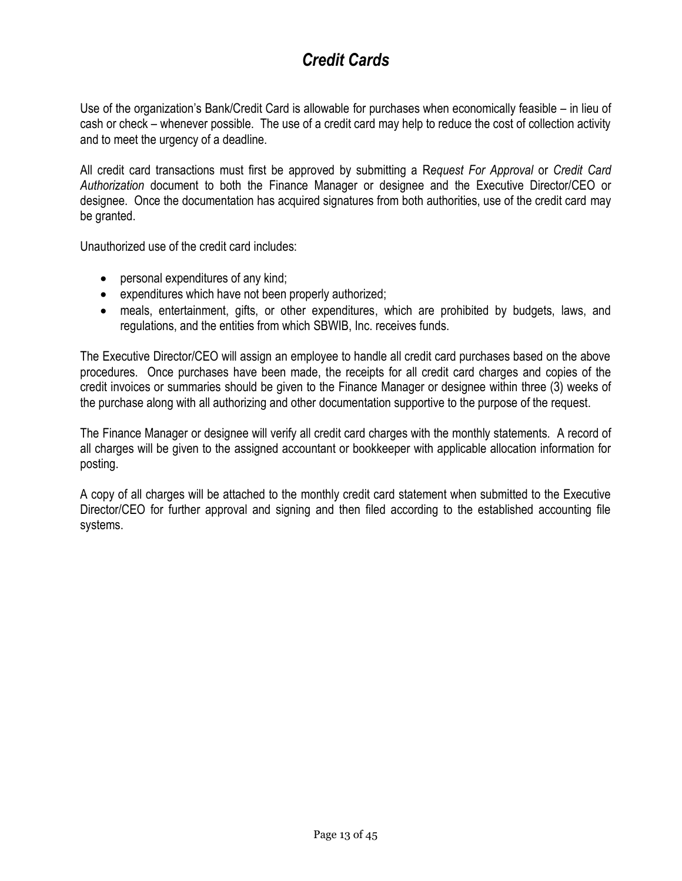# *Credit Cards*

Use of the organization's Bank/Credit Card is allowable for purchases when economically feasible – in lieu of cash or check – whenever possible. The use of a credit card may help to reduce the cost of collection activity and to meet the urgency of a deadline.

All credit card transactions must first be approved by submitting a R*equest For Approval* or *Credit Card Authorization* document to both the Finance Manager or designee and the Executive Director/CEO or designee. Once the documentation has acquired signatures from both authorities, use of the credit card may be granted.

Unauthorized use of the credit card includes:

- personal expenditures of any kind;
- expenditures which have not been properly authorized;
- meals, entertainment, gifts, or other expenditures, which are prohibited by budgets, laws, and regulations, and the entities from which SBWIB, Inc. receives funds.

The Executive Director/CEO will assign an employee to handle all credit card purchases based on the above procedures. Once purchases have been made, the receipts for all credit card charges and copies of the credit invoices or summaries should be given to the Finance Manager or designee within three (3) weeks of the purchase along with all authorizing and other documentation supportive to the purpose of the request.

The Finance Manager or designee will verify all credit card charges with the monthly statements. A record of all charges will be given to the assigned accountant or bookkeeper with applicable allocation information for posting.

A copy of all charges will be attached to the monthly credit card statement when submitted to the Executive Director/CEO for further approval and signing and then filed according to the established accounting file systems.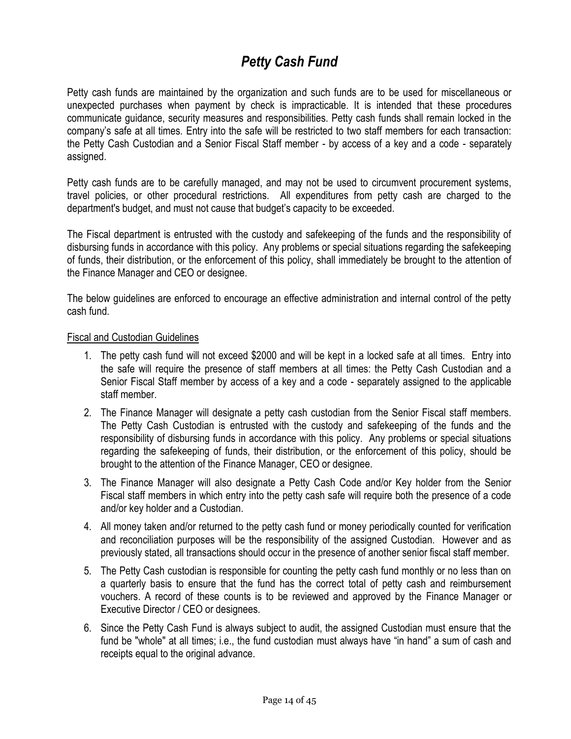# *Petty Cash Fund*

Petty cash funds are maintained by the organization and such funds are to be used for miscellaneous or unexpected purchases when payment by check is impracticable. It is intended that these procedures communicate guidance, security measures and responsibilities. Petty cash funds shall remain locked in the company's safe at all times. Entry into the safe will be restricted to two staff members for each transaction: the Petty Cash Custodian and a Senior Fiscal Staff member - by access of a key and a code - separately assigned.

Petty cash funds are to be carefully managed, and may not be used to circumvent procurement systems, travel policies, or other procedural restrictions. All expenditures from petty cash are charged to the department's budget, and must not cause that budget's capacity to be exceeded.

The Fiscal department is entrusted with the custody and safekeeping of the funds and the responsibility of disbursing funds in accordance with this policy. Any problems or special situations regarding the safekeeping of funds, their distribution, or the enforcement of this policy, shall immediately be brought to the attention of the Finance Manager and CEO or designee.

The below guidelines are enforced to encourage an effective administration and internal control of the petty cash fund.

<u>Fiscal and Custodian Guidelines</u>

1. The petty cash fund will not exceed $2000 and will be kept in a locked safe at all times. Entry into the safe will require the presence of staff members at all times: the Petty Cash Custodian and a Senior Fiscal Staff member by access of a key and a code - separately assigned to the applicable staff member.
2. The Finance Manager will designate a petty cash custodian from the Senior Fiscal staff members. The Petty Cash Custodian is entrusted with the custody and safekeeping of the funds and the responsibility of disbursing funds in accordance with this policy. Any problems or special situations regarding the safekeeping of funds, their distribution, or the enforcement of this policy, should be brought to the attention of the Finance Manager, CEO or designee.
3. The Finance Manager will also designate a Petty Cash Code and/or Key holder from the Senior Fiscal staff members in which entry into the petty cash safe will require both the presence of a code and/or key holder and a Custodian.
4. All money taken and/or returned to the petty cash fund or money periodically counted for verification and reconciliation purposes will be the responsibility of the assigned Custodian. However and as previously stated, all transactions should occur in the presence of another senior fiscal staff member.
5. The Petty Cash custodian is responsible for counting the petty cash fund monthly or no less than on a quarterly basis to ensure that the fund has the correct total of petty cash and reimbursement vouchers. A record of these counts is to be reviewed and approved by the Finance Manager or Executive Director / CEO or designees.
6. Since the Petty Cash Fund is always subject to audit, the assigned Custodian must ensure that the fund be "whole" at all times; i.e., the fund custodian must always have "in hand" a sum of cash and receipts equal to the original advance.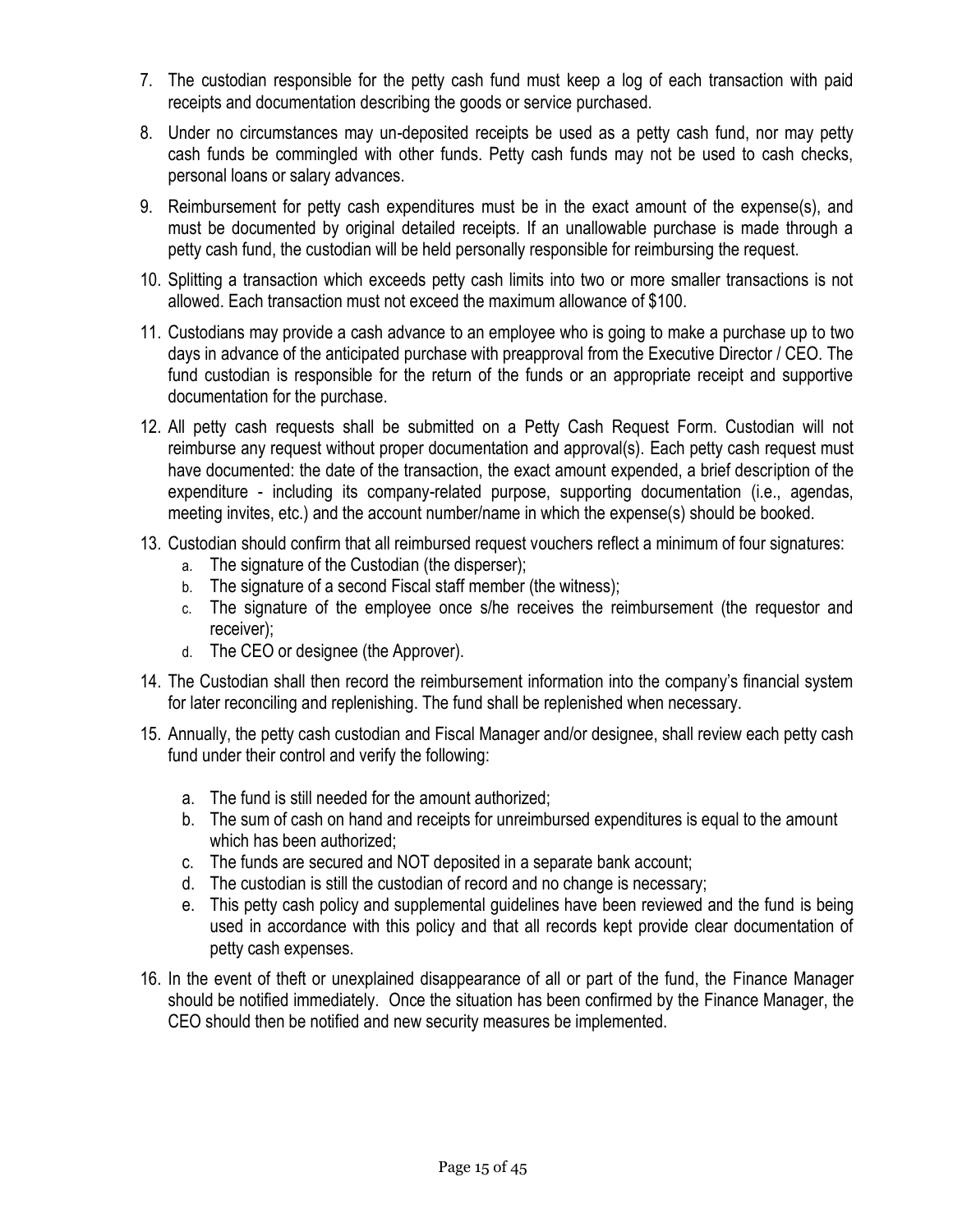7. The custodian responsible for the petty cash fund must keep a log of each transaction with paid receipts and documentation describing the goods or service purchased.

8. Under no circumstances may un-deposited receipts be used as a petty cash fund, nor may petty cash funds be commingled with other funds. Petty cash funds may not be used to cash checks, personal loans or salary advances.

9. Reimbursement for petty cash expenditures must be in the exact amount of the expense(s), and must be documented by original detailed receipts. If an unallowable purchase is made through a petty cash fund, the custodian will be held personally responsible for reimbursing the request.

10. Splitting a transaction which exceeds petty cash limits into two or more smaller transactions is not allowed. Each transaction must not exceed the maximum allowance of $100.

11. Custodians may provide a cash advance to an employee who is going to make a purchase up to two days in advance of the anticipated purchase with preapproval from the Executive Director / CEO. The fund custodian is responsible for the return of the funds or an appropriate receipt and supportive documentation for the purchase.

12. All petty cash requests shall be submitted on a Petty Cash Request Form. Custodian will not reimburse any request without proper documentation and approval(s). Each petty cash request must have documented: the date of the transaction, the exact amount expended, a brief description of the expenditure - including its company-related purpose, supporting documentation (i.e., agendas, meeting invites, etc.) and the account number/name in which the expense(s) should be booked.

13. Custodian should confirm that all reimbursed request vouchers reflect a minimum of four signatures:
    a. The signature of the Custodian (the disperser);
    b. The signature of a second Fiscal staff member (the witness);
    c. The signature of the employee once s/he receives the reimbursement (the requestor and receiver);
    d. The CEO or designee (the Approver).

14. The Custodian shall then record the reimbursement information into the company's financial system for later reconciling and replenishing. The fund shall be replenished when necessary.

15. Annually, the petty cash custodian and Fiscal Manager and/or designee, shall review each petty cash fund under their control and verify the following:

    a. The fund is still needed for the amount authorized;
    b. The sum of cash on hand and receipts for unreimbursed expenditures is equal to the amount which has been authorized;
    c. The funds are secured and NOT deposited in a separate bank account;
    d. The custodian is still the custodian of record and no change is necessary;
    e. This petty cash policy and supplemental guidelines have been reviewed and the fund is being used in accordance with this policy and that all records kept provide clear documentation of petty cash expenses.

16. In the event of theft or unexplained disappearance of all or part of the fund, the Finance Manager should be notified immediately. Once the situation has been confirmed by the Finance Manager, the CEO should then be notified and new security measures be implemented.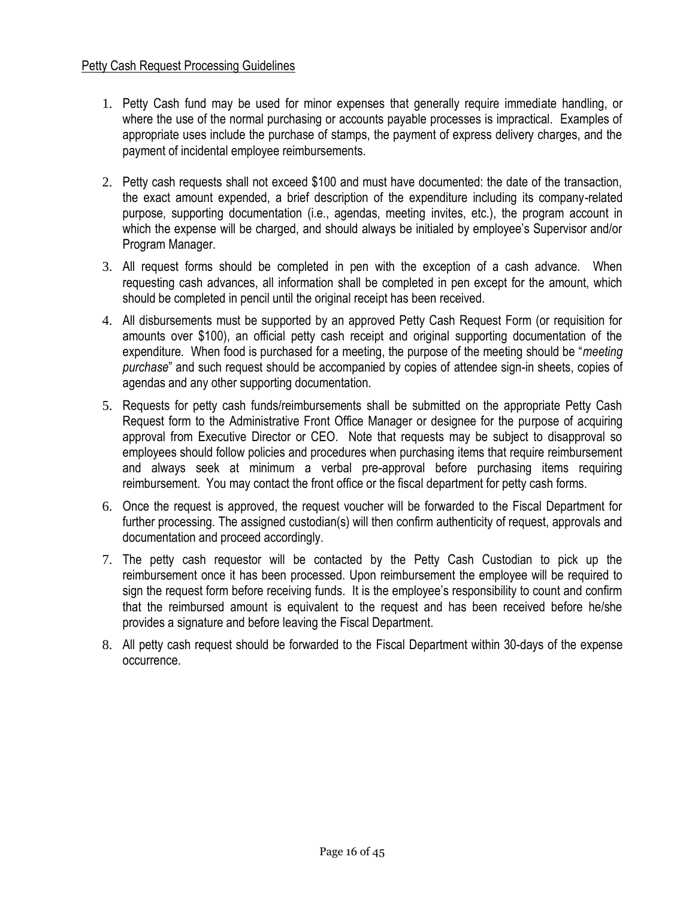Petty Cash Request Processing Guidelines

1. Petty Cash fund may be used for minor expenses that generally require immediate handling, or where the use of the normal purchasing or accounts payable processes is impractical. Examples of appropriate uses include the purchase of stamps, the payment of express delivery charges, and the payment of incidental employee reimbursements.

2. Petty cash requests shall not exceed $100 and must have documented: the date of the transaction, the exact amount expended, a brief description of the expenditure including its company-related purpose, supporting documentation (i.e., agendas, meeting invites, etc.), the program account in which the expense will be charged, and should always be initialed by employee's Supervisor and/or Program Manager.

3. All request forms should be completed in pen with the exception of a cash advance. When requesting cash advances, all information shall be completed in pen except for the amount, which should be completed in pencil until the original receipt has been received.

4. All disbursements must be supported by an approved Petty Cash Request Form (or requisition for amounts over $100), an official petty cash receipt and original supporting documentation of the expenditure. When food is purchased for a meeting, the purpose of the meeting should be "*meeting purchase*" and such request should be accompanied by copies of attendee sign-in sheets, copies of agendas and any other supporting documentation.

5. Requests for petty cash funds/reimbursements shall be submitted on the appropriate Petty Cash Request form to the Administrative Front Office Manager or designee for the purpose of acquiring approval from Executive Director or CEO. Note that requests may be subject to disapproval so employees should follow policies and procedures when purchasing items that require reimbursement and always seek at minimum a verbal pre-approval before purchasing items requiring reimbursement. You may contact the front office or the fiscal department for petty cash forms.

6. Once the request is approved, the request voucher will be forwarded to the Fiscal Department for further processing. The assigned custodian(s) will then confirm authenticity of request, approvals and documentation and proceed accordingly.

7. The petty cash requestor will be contacted by the Petty Cash Custodian to pick up the reimbursement once it has been processed. Upon reimbursement the employee will be required to sign the request form before receiving funds. It is the employee's responsibility to count and confirm that the reimbursed amount is equivalent to the request and has been received before he/she provides a signature and before leaving the Fiscal Department.

8. All petty cash request should be forwarded to the Fiscal Department within 30-days of the expense occurrence.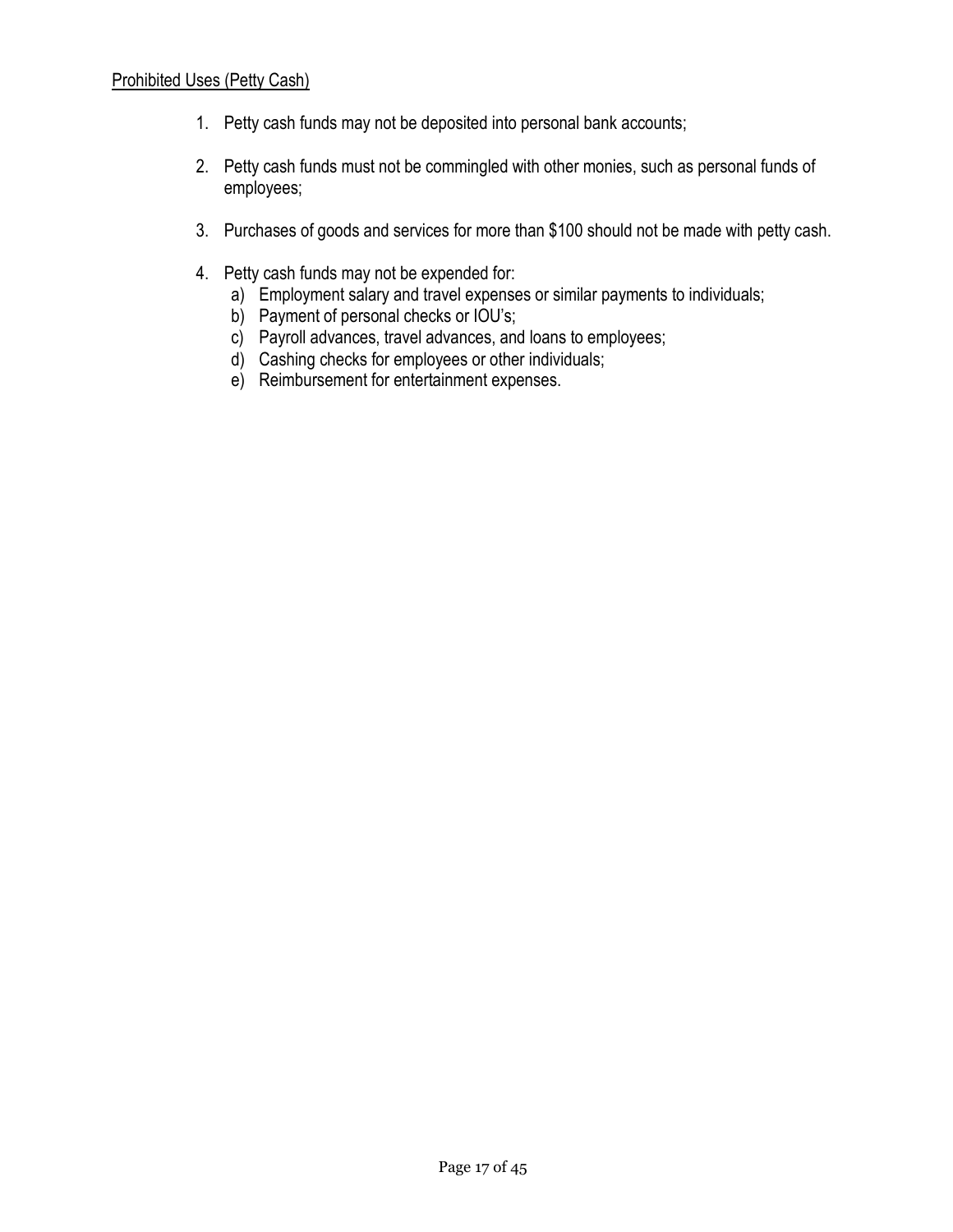<u>Prohibited Uses (Petty Cash)</u>

1. Petty cash funds may not be deposited into personal bank accounts;

2. Petty cash funds must not be commingled with other monies, such as personal funds of employees;

3. Purchases of goods and services for more than $100 should not be made with petty cash.

4. Petty cash funds may not be expended for:
   a) Employment salary and travel expenses or similar payments to individuals;
   b) Payment of personal checks or IOU's;
   c) Payroll advances, travel advances, and loans to employees;
   d) Cashing checks for employees or other individuals;
   e) Reimbursement for entertainment expenses.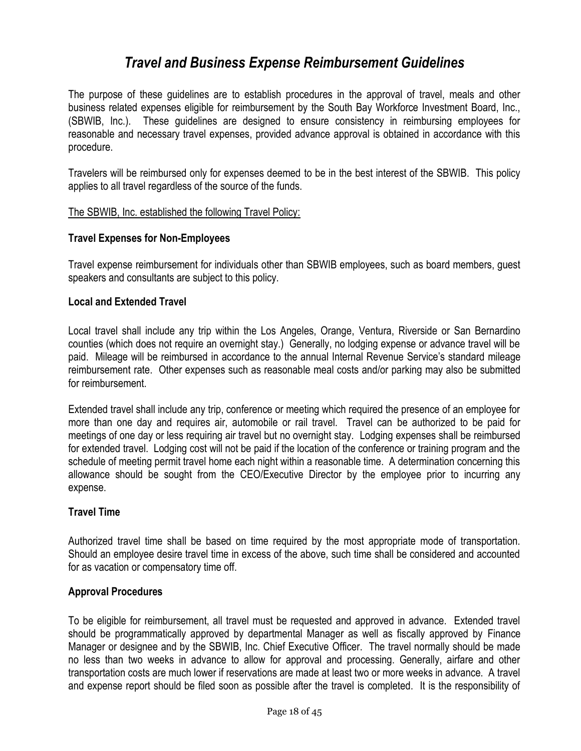# *Travel and Business Expense Reimbursement Guidelines*

The purpose of these guidelines are to establish procedures in the approval of travel, meals and other business related expenses eligible for reimbursement by the South Bay Workforce Investment Board, Inc., (SBWIB, Inc.). These guidelines are designed to ensure consistency in reimbursing employees for reasonable and necessary travel expenses, provided advance approval is obtained in accordance with this procedure.

Travelers will be reimbursed only for expenses deemed to be in the best interest of the SBWIB. This policy applies to all travel regardless of the source of the funds.

<u>The SBWIB, Inc. established the following Travel Policy:</u>

**Travel Expenses for Non-Employees**

Travel expense reimbursement for individuals other than SBWIB employees, such as board members, guest speakers and consultants are subject to this policy.

**Local and Extended Travel**

Local travel shall include any trip within the Los Angeles, Orange, Ventura, Riverside or San Bernardino counties (which does not require an overnight stay.) Generally, no lodging expense or advance travel will be paid. Mileage will be reimbursed in accordance to the annual Internal Revenue Service's standard mileage reimbursement rate. Other expenses such as reasonable meal costs and/or parking may also be submitted for reimbursement.

Extended travel shall include any trip, conference or meeting which required the presence of an employee for more than one day and requires air, automobile or rail travel. Travel can be authorized to be paid for meetings of one day or less requiring air travel but no overnight stay. Lodging expenses shall be reimbursed for extended travel. Lodging cost will not be paid if the location of the conference or training program and the schedule of meeting permit travel home each night within a reasonable time. A determination concerning this allowance should be sought from the CEO/Executive Director by the employee prior to incurring any expense.

**Travel Time**

Authorized travel time shall be based on time required by the most appropriate mode of transportation. Should an employee desire travel time in excess of the above, such time shall be considered and accounted for as vacation or compensatory time off.

**Approval Procedures**

To be eligible for reimbursement, all travel must be requested and approved in advance. Extended travel should be programmatically approved by departmental Manager as well as fiscally approved by Finance Manager or designee and by the SBWIB, Inc. Chief Executive Officer. The travel normally should be made no less than two weeks in advance to allow for approval and processing. Generally, airfare and other transportation costs are much lower if reservations are made at least two or more weeks in advance. A travel and expense report should be filed soon as possible after the travel is completed. It is the responsibility of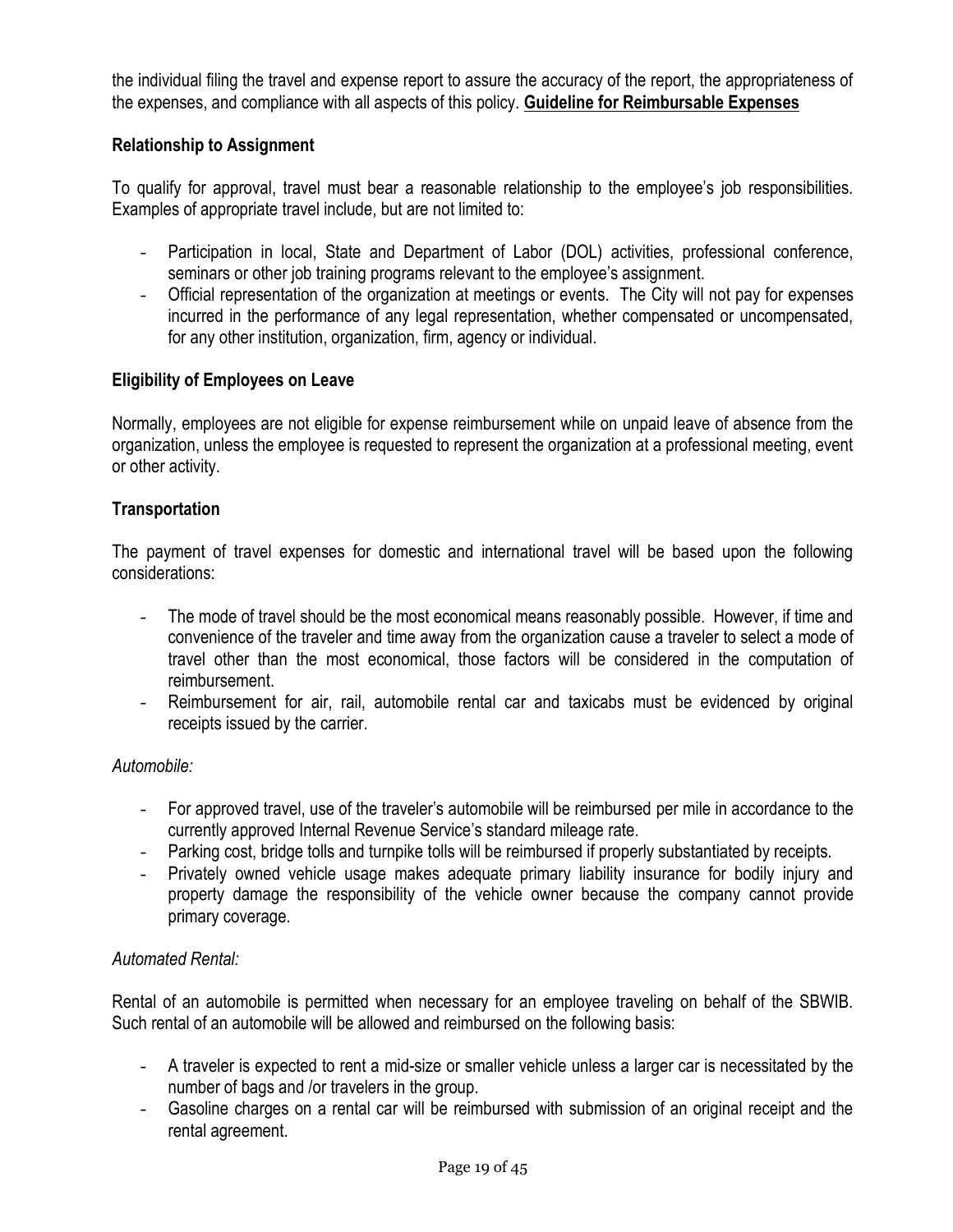the individual filing the travel and expense report to assure the accuracy of the report, the appropriateness of the expenses, and compliance with all aspects of this policy. **Guideline for Reimbursable Expenses**

### Relationship to Assignment

To qualify for approval, travel must bear a reasonable relationship to the employee's job responsibilities. Examples of appropriate travel include, but are not limited to:

- Participation in local, State and Department of Labor (DOL) activities, professional conference, seminars or other job training programs relevant to the employee's assignment.
- Official representation of the organization at meetings or events. The City will not pay for expenses incurred in the performance of any legal representation, whether compensated or uncompensated, for any other institution, organization, firm, agency or individual.

### Eligibility of Employees on Leave

Normally, employees are not eligible for expense reimbursement while on unpaid leave of absence from the organization, unless the employee is requested to represent the organization at a professional meeting, event or other activity.

### Transportation

The payment of travel expenses for domestic and international travel will be based upon the following considerations:

- The mode of travel should be the most economical means reasonably possible. However, if time and convenience of the traveler and time away from the organization cause a traveler to select a mode of travel other than the most economical, those factors will be considered in the computation of reimbursement.
- Reimbursement for air, rail, automobile rental car and taxicabs must be evidenced by original receipts issued by the carrier.

*Automobile:*

- For approved travel, use of the traveler's automobile will be reimbursed per mile in accordance to the currently approved Internal Revenue Service's standard mileage rate.
- Parking cost, bridge tolls and turnpike tolls will be reimbursed if properly substantiated by receipts.
- Privately owned vehicle usage makes adequate primary liability insurance for bodily injury and property damage the responsibility of the vehicle owner because the company cannot provide primary coverage.

*Automated Rental:*

Rental of an automobile is permitted when necessary for an employee traveling on behalf of the SBWIB. Such rental of an automobile will be allowed and reimbursed on the following basis:

- A traveler is expected to rent a mid-size or smaller vehicle unless a larger car is necessitated by the number of bags and /or travelers in the group.
- Gasoline charges on a rental car will be reimbursed with submission of an original receipt and the rental agreement.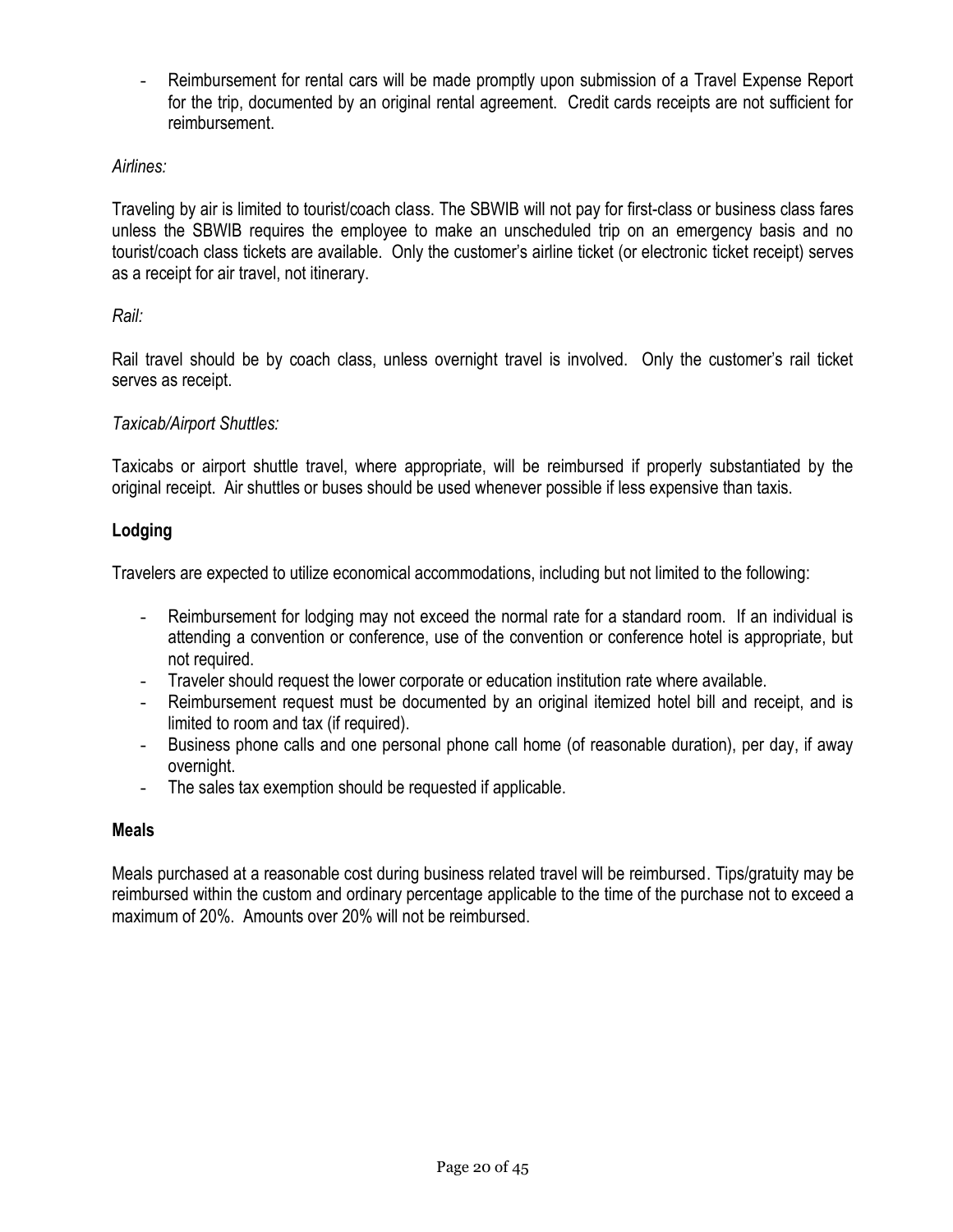- Reimbursement for rental cars will be made promptly upon submission of a Travel Expense Report for the trip, documented by an original rental agreement. Credit cards receipts are not sufficient for reimbursement.

*Airlines:*

Traveling by air is limited to tourist/coach class. The SBWIB will not pay for first-class or business class fares unless the SBWIB requires the employee to make an unscheduled trip on an emergency basis and no tourist/coach class tickets are available. Only the customer's airline ticket (or electronic ticket receipt) serves as a receipt for air travel, not itinerary.

*Rail:*

Rail travel should be by coach class, unless overnight travel is involved. Only the customer's rail ticket serves as receipt.

*Taxicab/Airport Shuttles:*

Taxicabs or airport shuttle travel, where appropriate, will be reimbursed if properly substantiated by the original receipt. Air shuttles or buses should be used whenever possible if less expensive than taxis.

**Lodging**

Travelers are expected to utilize economical accommodations, including but not limited to the following:

- Reimbursement for lodging may not exceed the normal rate for a standard room. If an individual is attending a convention or conference, use of the convention or conference hotel is appropriate, but not required.
- Traveler should request the lower corporate or education institution rate where available.
- Reimbursement request must be documented by an original itemized hotel bill and receipt, and is limited to room and tax (if required).
- Business phone calls and one personal phone call home (of reasonable duration), per day, if away overnight.
- The sales tax exemption should be requested if applicable.

**Meals**

Meals purchased at a reasonable cost during business related travel will be reimbursed. Tips/gratuity may be reimbursed within the custom and ordinary percentage applicable to the time of the purchase not to exceed a maximum of 20%. Amounts over 20% will not be reimbursed.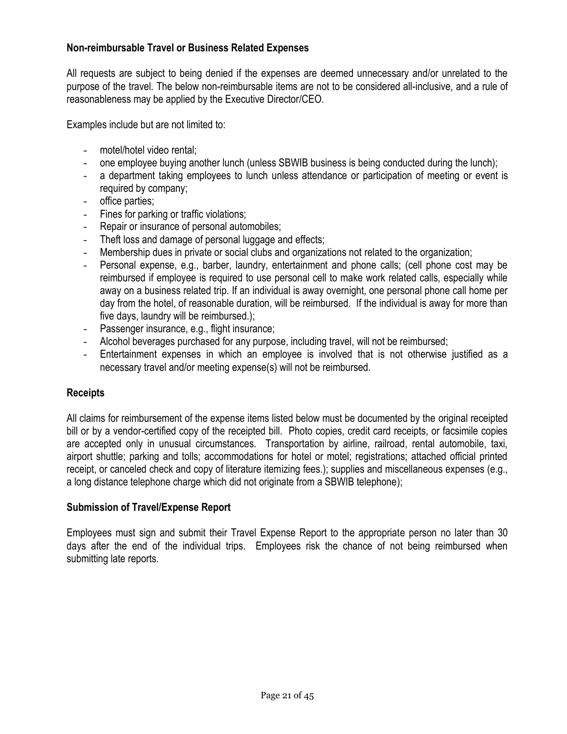**Non-reimbursable Travel or Business Related Expenses**

All requests are subject to being denied if the expenses are deemed unnecessary and/or unrelated to the purpose of the travel. The below non-reimbursable items are not to be considered all-inclusive, and a rule of reasonableness may be applied by the Executive Director/CEO.

Examples include but are not limited to:

- motel/hotel video rental;
- one employee buying another lunch (unless SBWIB business is being conducted during the lunch);
- a department taking employees to lunch unless attendance or participation of meeting or event is required by company;
- office parties;
- Fines for parking or traffic violations;
- Repair or insurance of personal automobiles;
- Theft loss and damage of personal luggage and effects;
- Membership dues in private or social clubs and organizations not related to the organization;
- Personal expense, e.g., barber, laundry, entertainment and phone calls; (cell phone cost may be reimbursed if employee is required to use personal cell to make work related calls, especially while away on a business related trip. If an individual is away overnight, one personal phone call home per day from the hotel, of reasonable duration, will be reimbursed. If the individual is away for more than five days, laundry will be reimbursed.);
- Passenger insurance, e.g., flight insurance;
- Alcohol beverages purchased for any purpose, including travel, will not be reimbursed;
- Entertainment expenses in which an employee is involved that is not otherwise justified as a necessary travel and/or meeting expense(s) will not be reimbursed.

**Receipts**

All claims for reimbursement of the expense items listed below must be documented by the original receipted bill or by a vendor-certified copy of the receipted bill. Photo copies, credit card receipts, or facsimile copies are accepted only in unusual circumstances. Transportation by airline, railroad, rental automobile, taxi, airport shuttle; parking and tolls; accommodations for hotel or motel; registrations; attached official printed receipt, or canceled check and copy of literature itemizing fees.); supplies and miscellaneous expenses (e.g., a long distance telephone charge which did not originate from a SBWIB telephone);

**Submission of Travel/Expense Report**

Employees must sign and submit their Travel Expense Report to the appropriate person no later than 30 days after the end of the individual trips. Employees risk the chance of not being reimbursed when submitting late reports.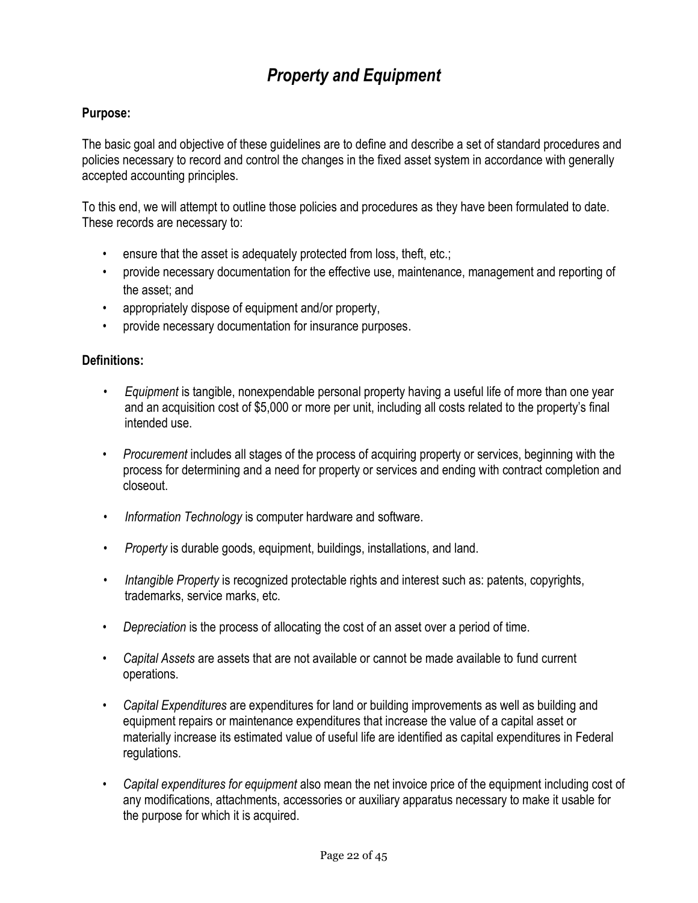# *Property and Equipment*

**Purpose:**

The basic goal and objective of these guidelines are to define and describe a set of standard procedures and policies necessary to record and control the changes in the fixed asset system in accordance with generally accepted accounting principles.

To this end, we will attempt to outline those policies and procedures as they have been formulated to date. These records are necessary to:

- ensure that the asset is adequately protected from loss, theft, etc.;
- provide necessary documentation for the effective use, maintenance, management and reporting of the asset; and
- appropriately dispose of equipment and/or property,
- provide necessary documentation for insurance purposes.

**Definitions:**

- *Equipment* is tangible, nonexpendable personal property having a useful life of more than one year and an acquisition cost of $5,000 or more per unit, including all costs related to the property's final intended use.

- *Procurement* includes all stages of the process of acquiring property or services, beginning with the process for determining and a need for property or services and ending with contract completion and closeout.

- *Information Technology* is computer hardware and software.

- *Property* is durable goods, equipment, buildings, installations, and land.

- *Intangible Property* is recognized protectable rights and interest such as: patents, copyrights, trademarks, service marks, etc.

- *Depreciation* is the process of allocating the cost of an asset over a period of time.

- *Capital Assets* are assets that are not available or cannot be made available to fund current operations.

- *Capital Expenditures* are expenditures for land or building improvements as well as building and equipment repairs or maintenance expenditures that increase the value of a capital asset or materially increase its estimated value of useful life are identified as capital expenditures in Federal regulations.

- *Capital expenditures for equipment* also mean the net invoice price of the equipment including cost of any modifications, attachments, accessories or auxiliary apparatus necessary to make it usable for the purpose for which it is acquired.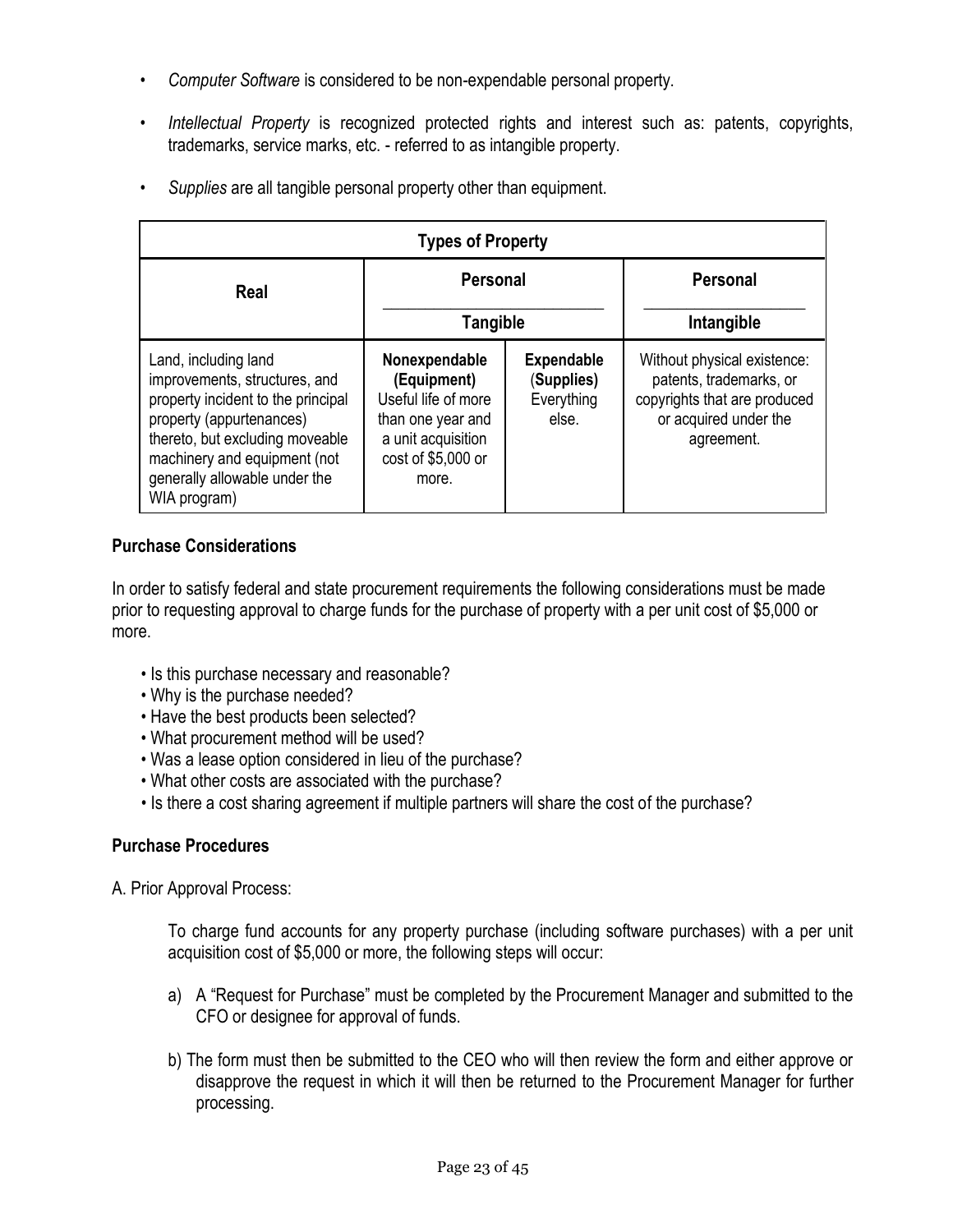- *Computer Software* is considered to be non-expendable personal property.

- *Intellectual Property* is recognized protected rights and interest such as: patents, copyrights, trademarks, service marks, etc. - referred to as intangible property.

- *Supplies* are all tangible personal property other than equipment.

| Types of Property | | | |
|---|---|---|---|
| **Real** | **Personal** | | **Personal** |
| | **Tangible** | | **Intangible** |
| Land, including land improvements, structures, and property incident to the principal property (appurtenances) thereto, but excluding moveable machinery and equipment (not generally allowable under the WIA program) | **Nonexpendable (Equipment)** Useful life of more than one year and a unit acquisition cost of $5,000 or more. | **Expendable** (**Supplies)** Everything else. | Without physical existence: patents, trademarks, or copyrights that are produced or acquired under the agreement. |

**Purchase Considerations**

In order to satisfy federal and state procurement requirements the following considerations must be made prior to requesting approval to charge funds for the purchase of property with a per unit cost of $5,000 or more.

- Is this purchase necessary and reasonable?
- Why is the purchase needed?
- Have the best products been selected?
- What procurement method will be used?
- Was a lease option considered in lieu of the purchase?
- What other costs are associated with the purchase?
- Is there a cost sharing agreement if multiple partners will share the cost of the purchase?

**Purchase Procedures**

A. Prior Approval Process:

To charge fund accounts for any property purchase (including software purchases) with a per unit acquisition cost of $5,000 or more, the following steps will occur:

a) A "Request for Purchase" must be completed by the Procurement Manager and submitted to the CFO or designee for approval of funds.

b) The form must then be submitted to the CEO who will then review the form and either approve or disapprove the request in which it will then be returned to the Procurement Manager for further processing.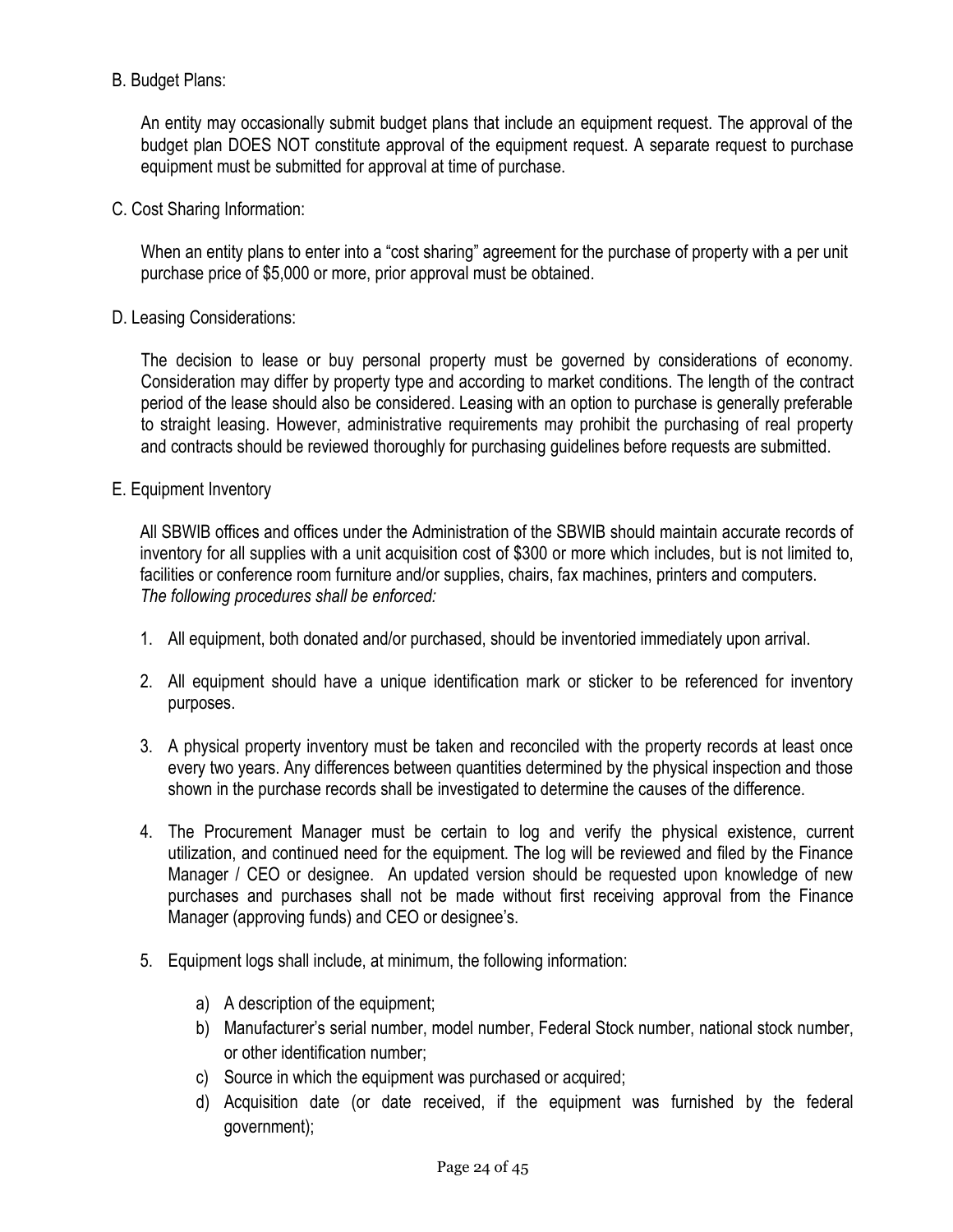B. Budget Plans:

An entity may occasionally submit budget plans that include an equipment request. The approval of the budget plan DOES NOT constitute approval of the equipment request. A separate request to purchase equipment must be submitted for approval at time of purchase.

C. Cost Sharing Information:

When an entity plans to enter into a "cost sharing" agreement for the purchase of property with a per unit purchase price of $5,000 or more, prior approval must be obtained.

D. Leasing Considerations:

The decision to lease or buy personal property must be governed by considerations of economy. Consideration may differ by property type and according to market conditions. The length of the contract period of the lease should also be considered. Leasing with an option to purchase is generally preferable to straight leasing. However, administrative requirements may prohibit the purchasing of real property and contracts should be reviewed thoroughly for purchasing guidelines before requests are submitted.

E. Equipment Inventory

All SBWIB offices and offices under the Administration of the SBWIB should maintain accurate records of inventory for all supplies with a unit acquisition cost of $300 or more which includes, but is not limited to, facilities or conference room furniture and/or supplies, chairs, fax machines, printers and computers.
*The following procedures shall be enforced:*

1. All equipment, both donated and/or purchased, should be inventoried immediately upon arrival.

2. All equipment should have a unique identification mark or sticker to be referenced for inventory purposes.

3. A physical property inventory must be taken and reconciled with the property records at least once every two years. Any differences between quantities determined by the physical inspection and those shown in the purchase records shall be investigated to determine the causes of the difference.

4. The Procurement Manager must be certain to log and verify the physical existence, current utilization, and continued need for the equipment. The log will be reviewed and filed by the Finance Manager / CEO or designee. An updated version should be requested upon knowledge of new purchases and purchases shall not be made without first receiving approval from the Finance Manager (approving funds) and CEO or designee's.

5. Equipment logs shall include, at minimum, the following information:

    a) A description of the equipment;
    b) Manufacturer's serial number, model number, Federal Stock number, national stock number, or other identification number;
    c) Source in which the equipment was purchased or acquired;
    d) Acquisition date (or date received, if the equipment was furnished by the federal government);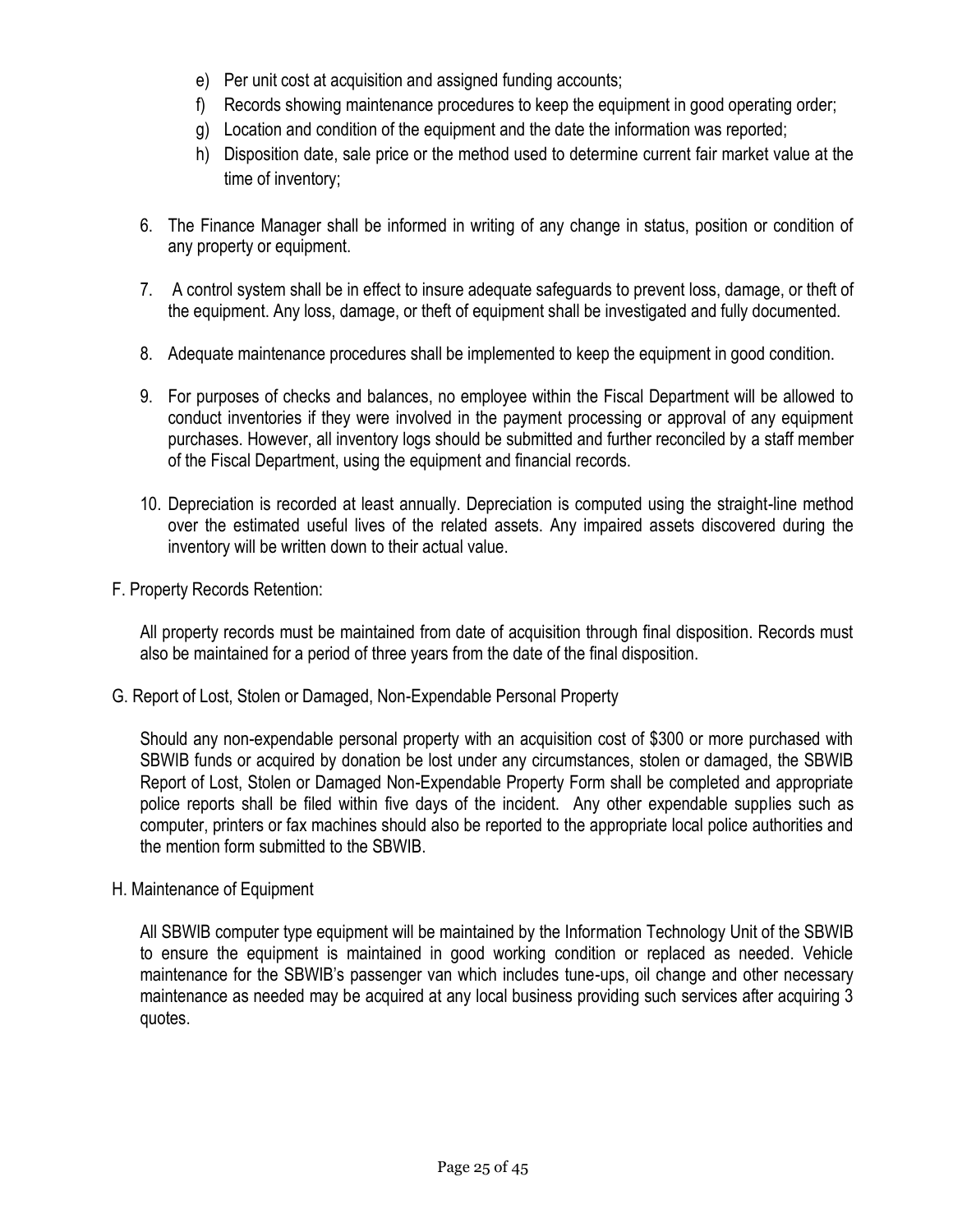e) Per unit cost at acquisition and assigned funding accounts;
f) Records showing maintenance procedures to keep the equipment in good operating order;
g) Location and condition of the equipment and the date the information was reported;
h) Disposition date, sale price or the method used to determine current fair market value at the time of inventory;

6. The Finance Manager shall be informed in writing of any change in status, position or condition of any property or equipment.

7. A control system shall be in effect to insure adequate safeguards to prevent loss, damage, or theft of the equipment. Any loss, damage, or theft of equipment shall be investigated and fully documented.

8. Adequate maintenance procedures shall be implemented to keep the equipment in good condition.

9. For purposes of checks and balances, no employee within the Fiscal Department will be allowed to conduct inventories if they were involved in the payment processing or approval of any equipment purchases. However, all inventory logs should be submitted and further reconciled by a staff member of the Fiscal Department, using the equipment and financial records.

10. Depreciation is recorded at least annually. Depreciation is computed using the straight-line method over the estimated useful lives of the related assets. Any impaired assets discovered during the inventory will be written down to their actual value.

F. Property Records Retention:

All property records must be maintained from date of acquisition through final disposition. Records must also be maintained for a period of three years from the date of the final disposition.

G. Report of Lost, Stolen or Damaged, Non-Expendable Personal Property

Should any non-expendable personal property with an acquisition cost of $300 or more purchased with SBWIB funds or acquired by donation be lost under any circumstances, stolen or damaged, the SBWIB Report of Lost, Stolen or Damaged Non-Expendable Property Form shall be completed and appropriate police reports shall be filed within five days of the incident. Any other expendable supplies such as computer, printers or fax machines should also be reported to the appropriate local police authorities and the mention form submitted to the SBWIB.

H. Maintenance of Equipment

All SBWIB computer type equipment will be maintained by the Information Technology Unit of the SBWIB to ensure the equipment is maintained in good working condition or replaced as needed. Vehicle maintenance for the SBWIB's passenger van which includes tune-ups, oil change and other necessary maintenance as needed may be acquired at any local business providing such services after acquiring 3 quotes.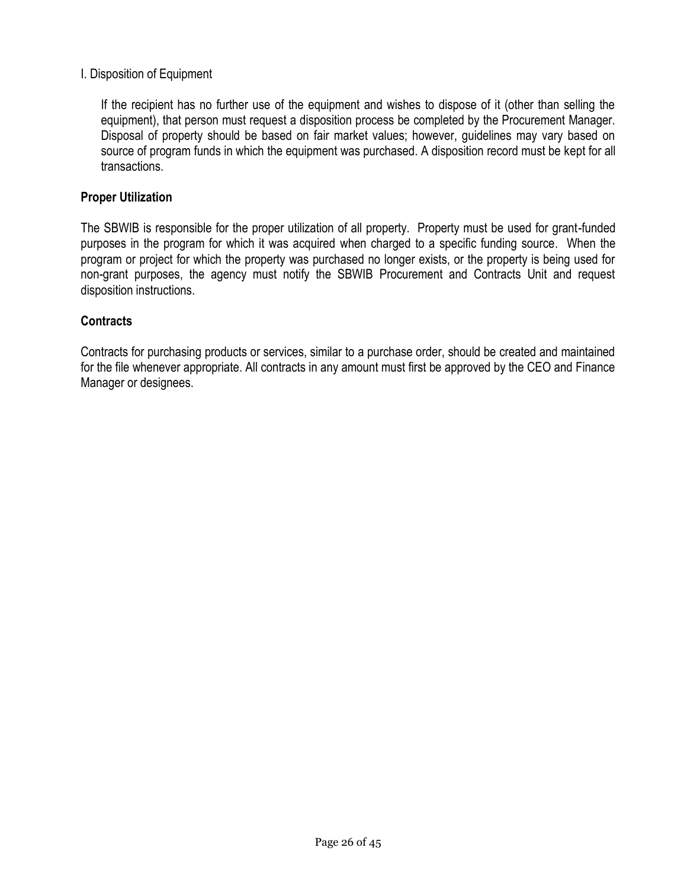I. Disposition of Equipment

If the recipient has no further use of the equipment and wishes to dispose of it (other than selling the equipment), that person must request a disposition process be completed by the Procurement Manager. Disposal of property should be based on fair market values; however, guidelines may vary based on source of program funds in which the equipment was purchased. A disposition record must be kept for all transactions.

**Proper Utilization**

The SBWIB is responsible for the proper utilization of all property. Property must be used for grant-funded purposes in the program for which it was acquired when charged to a specific funding source. When the program or project for which the property was purchased no longer exists, or the property is being used for non-grant purposes, the agency must notify the SBWIB Procurement and Contracts Unit and request disposition instructions.

**Contracts**

Contracts for purchasing products or services, similar to a purchase order, should be created and maintained for the file whenever appropriate. All contracts in any amount must first be approved by the CEO and Finance Manager or designees.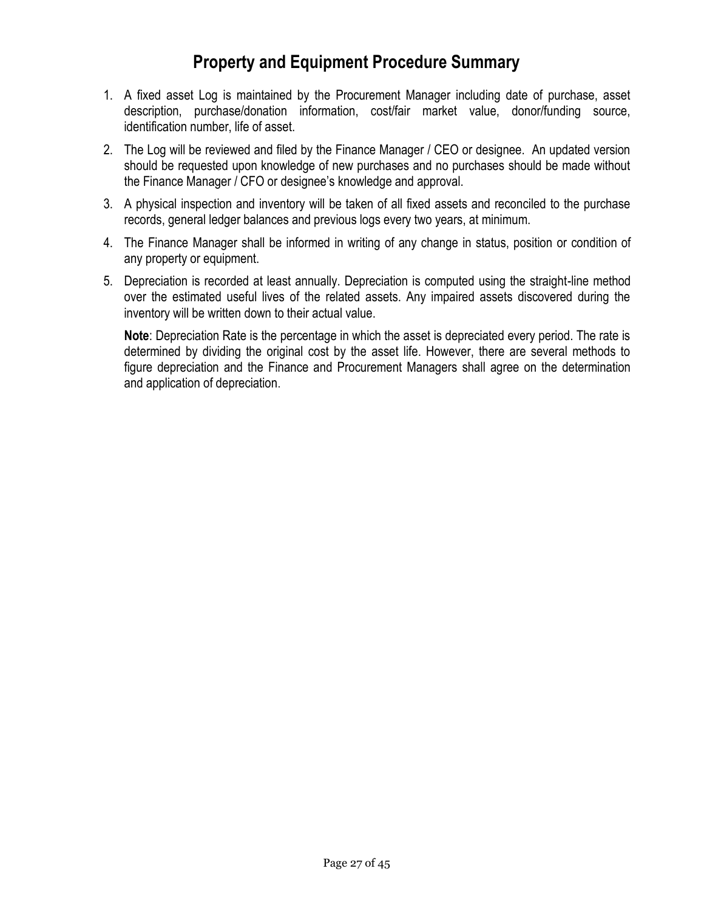# Property and Equipment Procedure Summary

1. A fixed asset Log is maintained by the Procurement Manager including date of purchase, asset description, purchase/donation information, cost/fair market value, donor/funding source, identification number, life of asset.
2. The Log will be reviewed and filed by the Finance Manager / CEO or designee. An updated version should be requested upon knowledge of new purchases and no purchases should be made without the Finance Manager / CFO or designee's knowledge and approval.
3. A physical inspection and inventory will be taken of all fixed assets and reconciled to the purchase records, general ledger balances and previous logs every two years, at minimum.
4. The Finance Manager shall be informed in writing of any change in status, position or condition of any property or equipment.
5. Depreciation is recorded at least annually. Depreciation is computed using the straight-line method over the estimated useful lives of the related assets. Any impaired assets discovered during the inventory will be written down to their actual value.

   **Note**: Depreciation Rate is the percentage in which the asset is depreciated every period. The rate is determined by dividing the original cost by the asset life. However, there are several methods to figure depreciation and the Finance and Procurement Managers shall agree on the determination and application of depreciation.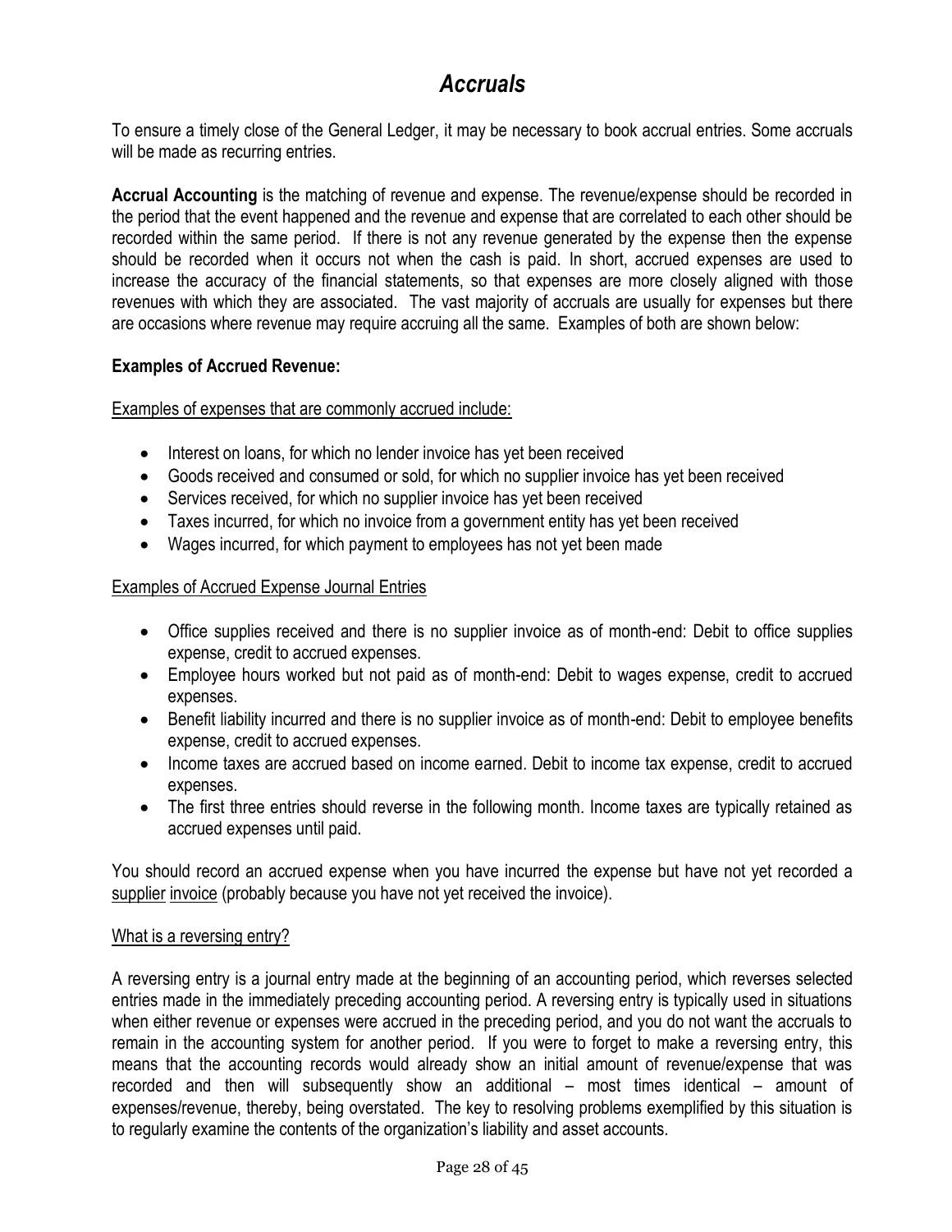# *Accruals*

To ensure a timely close of the General Ledger, it may be necessary to book accrual entries. Some accruals will be made as recurring entries.

**Accrual Accounting** is the matching of revenue and expense. The revenue/expense should be recorded in the period that the event happened and the revenue and expense that are correlated to each other should be recorded within the same period. If there is not any revenue generated by the expense then the expense should be recorded when it occurs not when the cash is paid. In short, accrued expenses are used to increase the accuracy of the financial statements, so that expenses are more closely aligned with those revenues with which they are associated. The vast majority of accruals are usually for expenses but there are occasions where revenue may require accruing all the same. Examples of both are shown below:

**Examples of Accrued Revenue:**

<u>Examples of expenses that are commonly accrued include:</u>

- Interest on loans, for which no lender invoice has yet been received
- Goods received and consumed or sold, for which no supplier invoice has yet been received
- Services received, for which no supplier invoice has yet been received
- Taxes incurred, for which no invoice from a government entity has yet been received
- Wages incurred, for which payment to employees has not yet been made

<u>Examples of Accrued Expense Journal Entries</u>

- Office supplies received and there is no supplier invoice as of month-end: Debit to office supplies expense, credit to accrued expenses.
- Employee hours worked but not paid as of month-end: Debit to wages expense, credit to accrued expenses.
- Benefit liability incurred and there is no supplier invoice as of month-end: Debit to employee benefits expense, credit to accrued expenses.
- Income taxes are accrued based on income earned. Debit to income tax expense, credit to accrued expenses.
- The first three entries should reverse in the following month. Income taxes are typically retained as accrued expenses until paid.

You should record an accrued expense when you have incurred the expense but have not yet recorded a <u>supplier</u> <u>invoice</u> (probably because you have not yet received the invoice).

<u>What is a reversing entry?</u>

A reversing entry is a journal entry made at the beginning of an accounting period, which reverses selected entries made in the immediately preceding accounting period. A reversing entry is typically used in situations when either revenue or expenses were accrued in the preceding period, and you do not want the accruals to remain in the accounting system for another period. If you were to forget to make a reversing entry, this means that the accounting records would already show an initial amount of revenue/expense that was recorded and then will subsequently show an additional – most times identical – amount of expenses/revenue, thereby, being overstated. The key to resolving problems exemplified by this situation is to regularly examine the contents of the organization's liability and asset accounts.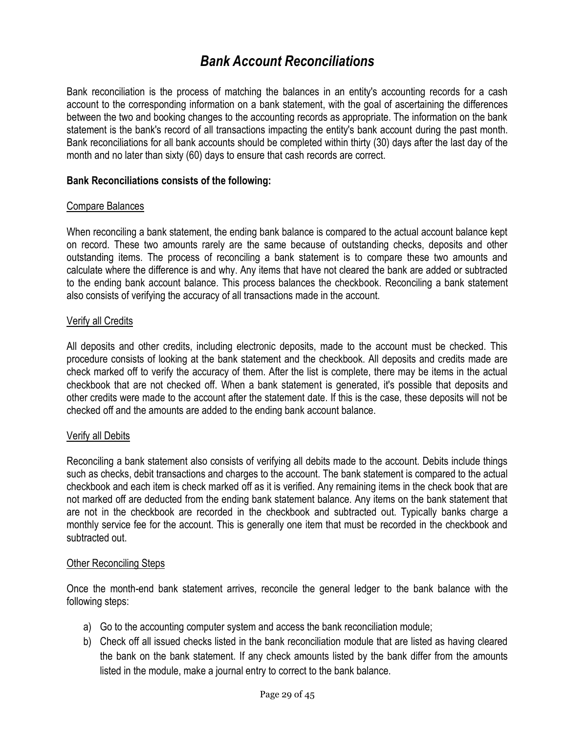# *Bank Account Reconciliations*

Bank reconciliation is the process of matching the balances in an entity's accounting records for a cash account to the corresponding information on a bank statement, with the goal of ascertaining the differences between the two and booking changes to the accounting records as appropriate. The information on the bank statement is the bank's record of all transactions impacting the entity's bank account during the past month. Bank reconciliations for all bank accounts should be completed within thirty (30) days after the last day of the month and no later than sixty (60) days to ensure that cash records are correct.

**Bank Reconciliations consists of the following:**

<u>Compare Balances</u>

When reconciling a bank statement, the ending bank balance is compared to the actual account balance kept on record. These two amounts rarely are the same because of outstanding checks, deposits and other outstanding items. The process of reconciling a bank statement is to compare these two amounts and calculate where the difference is and why. Any items that have not cleared the bank are added or subtracted to the ending bank account balance. This process balances the checkbook. Reconciling a bank statement also consists of verifying the accuracy of all transactions made in the account.

<u>Verify all Credits</u>

All deposits and other credits, including electronic deposits, made to the account must be checked. This procedure consists of looking at the bank statement and the checkbook. All deposits and credits made are check marked off to verify the accuracy of them. After the list is complete, there may be items in the actual checkbook that are not checked off. When a bank statement is generated, it's possible that deposits and other credits were made to the account after the statement date. If this is the case, these deposits will not be checked off and the amounts are added to the ending bank account balance.

<u>Verify all Debits</u>

Reconciling a bank statement also consists of verifying all debits made to the account. Debits include things such as checks, debit transactions and charges to the account. The bank statement is compared to the actual checkbook and each item is check marked off as it is verified. Any remaining items in the check book that are not marked off are deducted from the ending bank statement balance. Any items on the bank statement that are not in the checkbook are recorded in the checkbook and subtracted out. Typically banks charge a monthly service fee for the account. This is generally one item that must be recorded in the checkbook and subtracted out.

<u>Other Reconciling Steps</u>

Once the month-end bank statement arrives, reconcile the general ledger to the bank balance with the following steps:

a) Go to the accounting computer system and access the bank reconciliation module;
b) Check off all issued checks listed in the bank reconciliation module that are listed as having cleared the bank on the bank statement. If any check amounts listed by the bank differ from the amounts listed in the module, make a journal entry to correct to the bank balance.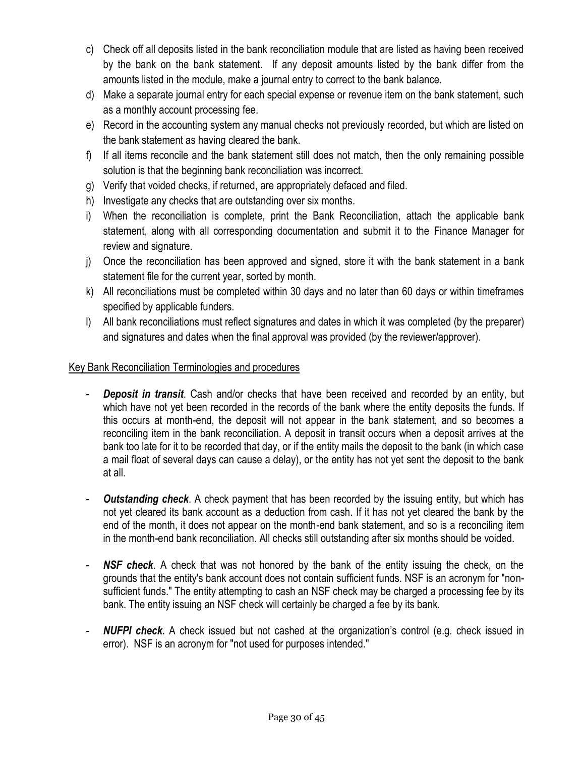c) Check off all deposits listed in the bank reconciliation module that are listed as having been received by the bank on the bank statement. If any deposit amounts listed by the bank differ from the amounts listed in the module, make a journal entry to correct to the bank balance.
d) Make a separate journal entry for each special expense or revenue item on the bank statement, such as a monthly account processing fee.
e) Record in the accounting system any manual checks not previously recorded, but which are listed on the bank statement as having cleared the bank.
f) If all items reconcile and the bank statement still does not match, then the only remaining possible solution is that the beginning bank reconciliation was incorrect.
g) Verify that voided checks, if returned, are appropriately defaced and filed.
h) Investigate any checks that are outstanding over six months.
i) When the reconciliation is complete, print the Bank Reconciliation, attach the applicable bank statement, along with all corresponding documentation and submit it to the Finance Manager for review and signature.
j) Once the reconciliation has been approved and signed, store it with the bank statement in a bank statement file for the current year, sorted by month.
k) All reconciliations must be completed within 30 days and no later than 60 days or within timeframes specified by applicable funders.
l) All bank reconciliations must reflect signatures and dates in which it was completed (by the preparer) and signatures and dates when the final approval was provided (by the reviewer/approver).

<u>Key Bank Reconciliation Terminologies and procedures</u>

- ***Deposit in transit***. Cash and/or checks that have been received and recorded by an entity, but which have not yet been recorded in the records of the bank where the entity deposits the funds. If this occurs at month-end, the deposit will not appear in the bank statement, and so becomes a reconciling item in the bank reconciliation. A deposit in transit occurs when a deposit arrives at the bank too late for it to be recorded that day, or if the entity mails the deposit to the bank (in which case a mail float of several days can cause a delay), or the entity has not yet sent the deposit to the bank at all.

- ***Outstanding check***. A check payment that has been recorded by the issuing entity, but which has not yet cleared its bank account as a deduction from cash. If it has not yet cleared the bank by the end of the month, it does not appear on the month-end bank statement, and so is a reconciling item in the month-end bank reconciliation. All checks still outstanding after six months should be voided.

- ***NSF check***. A check that was not honored by the bank of the entity issuing the check, on the grounds that the entity's bank account does not contain sufficient funds. NSF is an acronym for "non-sufficient funds." The entity attempting to cash an NSF check may be charged a processing fee by its bank. The entity issuing an NSF check will certainly be charged a fee by its bank.

- ***NUFPI check.*** A check issued but not cashed at the organization's control (e.g. check issued in error). NSF is an acronym for "not used for purposes intended."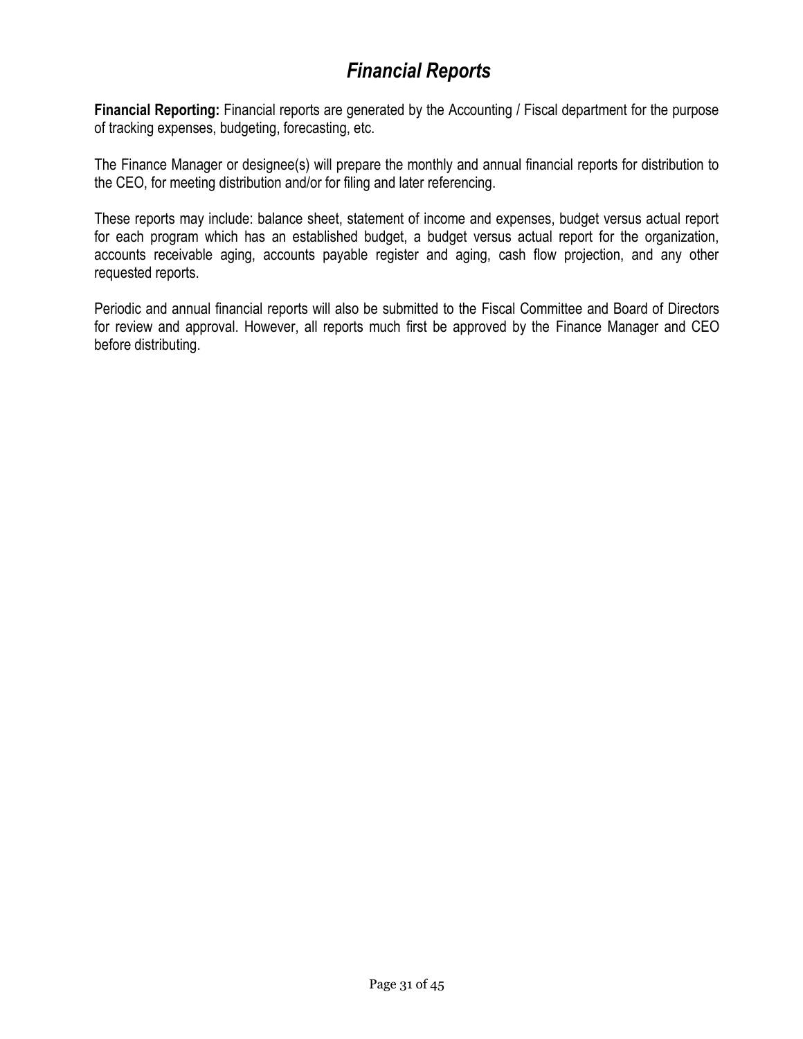# *Financial Reports*

**Financial Reporting:** Financial reports are generated by the Accounting / Fiscal department for the purpose of tracking expenses, budgeting, forecasting, etc.

The Finance Manager or designee(s) will prepare the monthly and annual financial reports for distribution to the CEO, for meeting distribution and/or for filing and later referencing.

These reports may include: balance sheet, statement of income and expenses, budget versus actual report for each program which has an established budget, a budget versus actual report for the organization, accounts receivable aging, accounts payable register and aging, cash flow projection, and any other requested reports.

Periodic and annual financial reports will also be submitted to the Fiscal Committee and Board of Directors for review and approval. However, all reports much first be approved by the Finance Manager and CEO before distributing.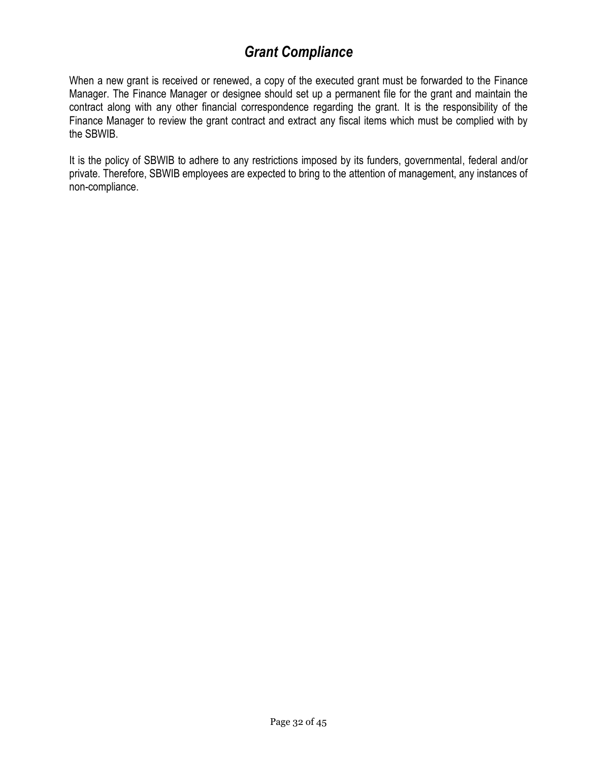## *Grant Compliance*

When a new grant is received or renewed, a copy of the executed grant must be forwarded to the Finance Manager. The Finance Manager or designee should set up a permanent file for the grant and maintain the contract along with any other financial correspondence regarding the grant. It is the responsibility of the Finance Manager to review the grant contract and extract any fiscal items which must be complied with by the SBWIB.

It is the policy of SBWIB to adhere to any restrictions imposed by its funders, governmental, federal and/or private. Therefore, SBWIB employees are expected to bring to the attention of management, any instances of non-compliance.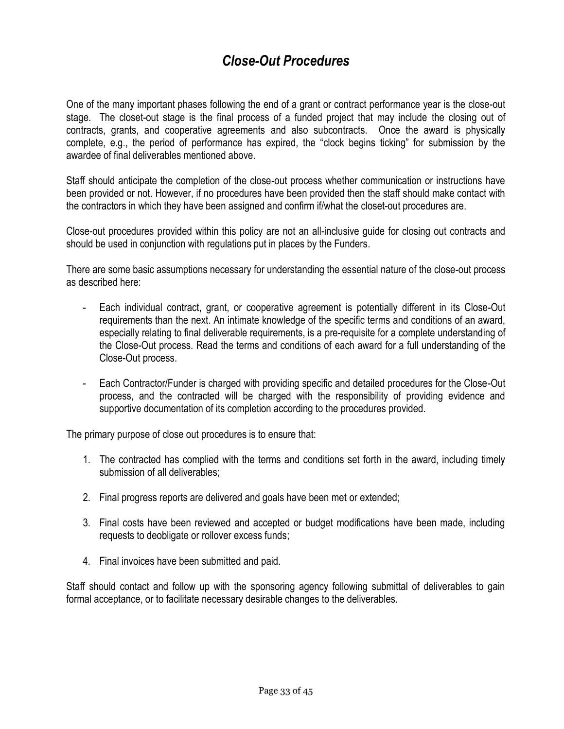## *Close-Out Procedures*

One of the many important phases following the end of a grant or contract performance year is the close-out stage. The closet-out stage is the final process of a funded project that may include the closing out of contracts, grants, and cooperative agreements and also subcontracts. Once the award is physically complete, e.g., the period of performance has expired, the "clock begins ticking" for submission by the awardee of final deliverables mentioned above.

Staff should anticipate the completion of the close-out process whether communication or instructions have been provided or not. However, if no procedures have been provided then the staff should make contact with the contractors in which they have been assigned and confirm if/what the closet-out procedures are.

Close-out procedures provided within this policy are not an all-inclusive guide for closing out contracts and should be used in conjunction with regulations put in places by the Funders.

There are some basic assumptions necessary for understanding the essential nature of the close-out process as described here:

- Each individual contract, grant, or cooperative agreement is potentially different in its Close-Out requirements than the next. An intimate knowledge of the specific terms and conditions of an award, especially relating to final deliverable requirements, is a pre-requisite for a complete understanding of the Close-Out process. Read the terms and conditions of each award for a full understanding of the Close-Out process.

- Each Contractor/Funder is charged with providing specific and detailed procedures for the Close-Out process, and the contracted will be charged with the responsibility of providing evidence and supportive documentation of its completion according to the procedures provided.

The primary purpose of close out procedures is to ensure that:

1. The contracted has complied with the terms and conditions set forth in the award, including timely submission of all deliverables;

2. Final progress reports are delivered and goals have been met or extended;

3. Final costs have been reviewed and accepted or budget modifications have been made, including requests to deobligate or rollover excess funds;

4. Final invoices have been submitted and paid.

Staff should contact and follow up with the sponsoring agency following submittal of deliverables to gain formal acceptance, or to facilitate necessary desirable changes to the deliverables.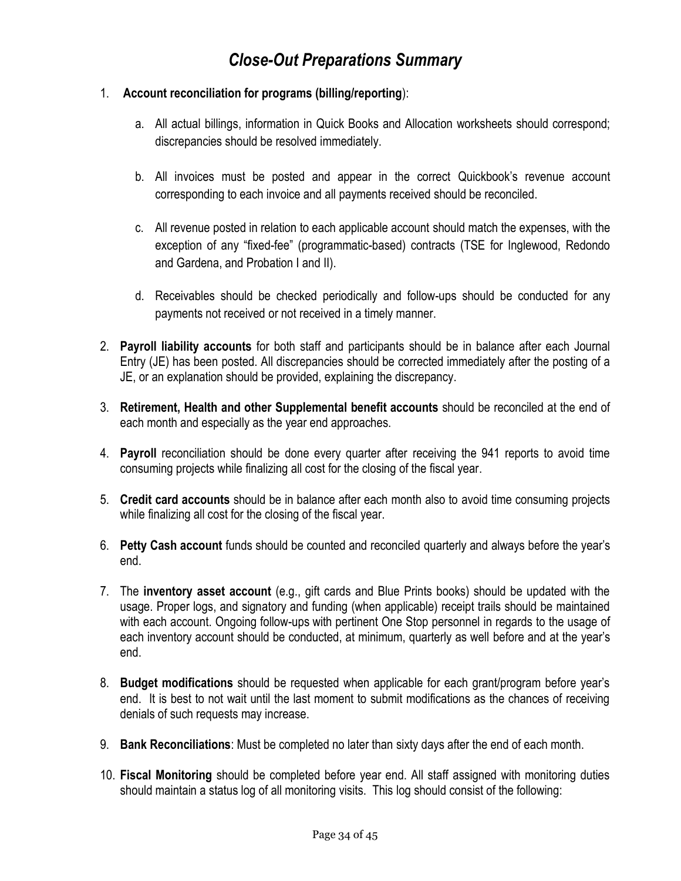# *Close-Out Preparations Summary*

1. **Account reconciliation for programs (billing/reporting**):

   a. All actual billings, information in Quick Books and Allocation worksheets should correspond; discrepancies should be resolved immediately.

   b. All invoices must be posted and appear in the correct Quickbook's revenue account corresponding to each invoice and all payments received should be reconciled.

   c. All revenue posted in relation to each applicable account should match the expenses, with the exception of any "fixed-fee" (programmatic-based) contracts (TSE for Inglewood, Redondo and Gardena, and Probation I and II).

   d. Receivables should be checked periodically and follow-ups should be conducted for any payments not received or not received in a timely manner.

2. **Payroll liability accounts** for both staff and participants should be in balance after each Journal Entry (JE) has been posted. All discrepancies should be corrected immediately after the posting of a JE, or an explanation should be provided, explaining the discrepancy.

3. **Retirement, Health and other Supplemental benefit accounts** should be reconciled at the end of each month and especially as the year end approaches.

4. **Payroll** reconciliation should be done every quarter after receiving the 941 reports to avoid time consuming projects while finalizing all cost for the closing of the fiscal year.

5. **Credit card accounts** should be in balance after each month also to avoid time consuming projects while finalizing all cost for the closing of the fiscal year.

6. **Petty Cash account** funds should be counted and reconciled quarterly and always before the year's end.

7. The **inventory asset account** (e.g., gift cards and Blue Prints books) should be updated with the usage. Proper logs, and signatory and funding (when applicable) receipt trails should be maintained with each account. Ongoing follow-ups with pertinent One Stop personnel in regards to the usage of each inventory account should be conducted, at minimum, quarterly as well before and at the year's end.

8. **Budget modifications** should be requested when applicable for each grant/program before year's end. It is best to not wait until the last moment to submit modifications as the chances of receiving denials of such requests may increase.

9. **Bank Reconciliations**: Must be completed no later than sixty days after the end of each month.

10. **Fiscal Monitoring** should be completed before year end. All staff assigned with monitoring duties should maintain a status log of all monitoring visits. This log should consist of the following: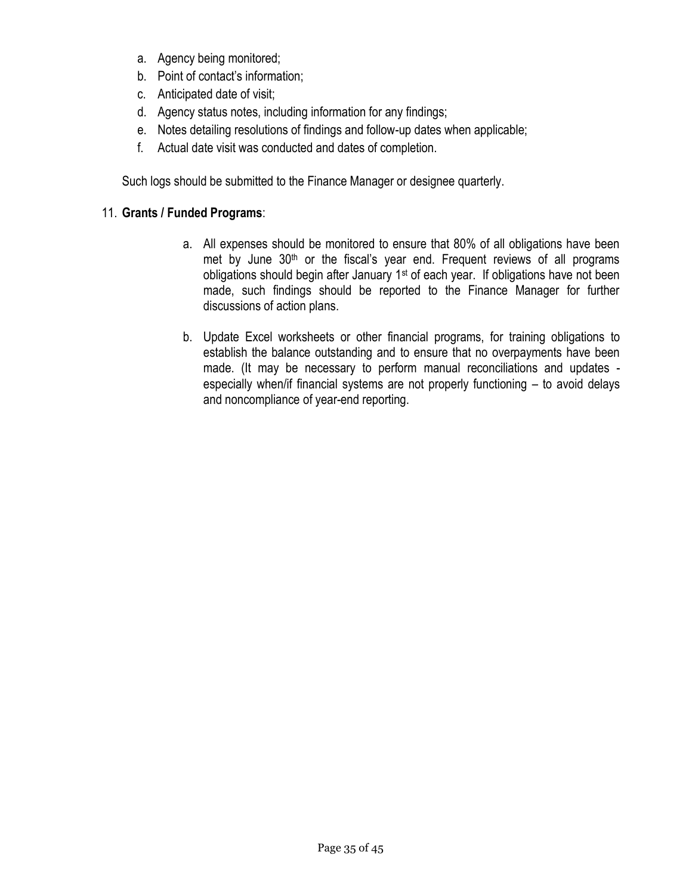a. Agency being monitored;
b. Point of contact's information;
c. Anticipated date of visit;
d. Agency status notes, including information for any findings;
e. Notes detailing resolutions of findings and follow-up dates when applicable;
f. Actual date visit was conducted and dates of completion.

Such logs should be submitted to the Finance Manager or designee quarterly.

11. **Grants / Funded Programs**:

    a. All expenses should be monitored to ensure that 80% of all obligations have been met by June 30th or the fiscal's year end. Frequent reviews of all programs obligations should begin after January 1st of each year. If obligations have not been made, such findings should be reported to the Finance Manager for further discussions of action plans.

    b. Update Excel worksheets or other financial programs, for training obligations to establish the balance outstanding and to ensure that no overpayments have been made. (It may be necessary to perform manual reconciliations and updates - especially when/if financial systems are not properly functioning – to avoid delays and noncompliance of year-end reporting.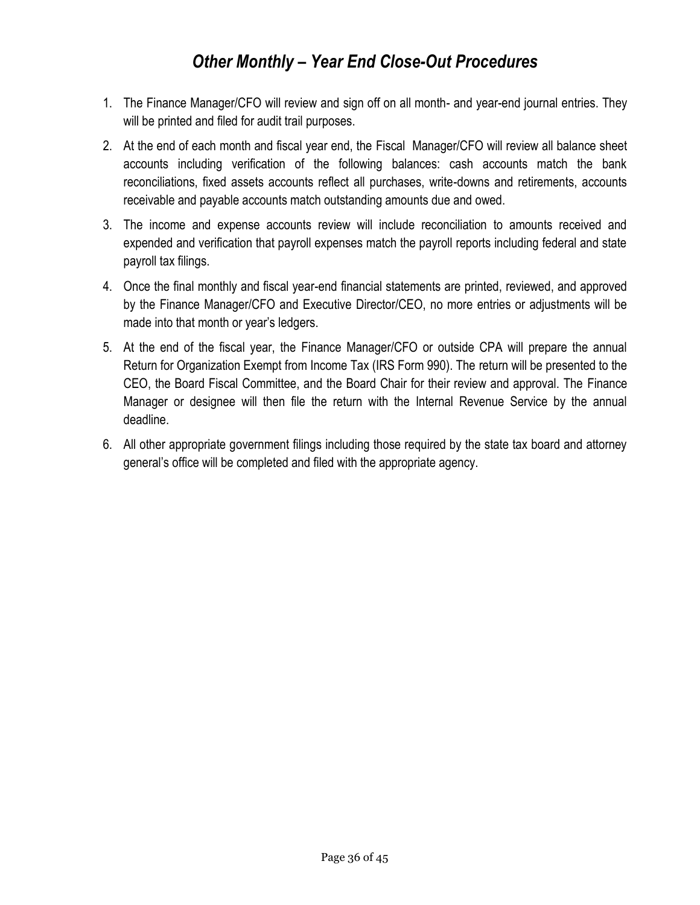## *Other Monthly – Year End Close-Out Procedures*

1. The Finance Manager/CFO will review and sign off on all month- and year-end journal entries. They will be printed and filed for audit trail purposes.
2. At the end of each month and fiscal year end, the Fiscal Manager/CFO will review all balance sheet accounts including verification of the following balances: cash accounts match the bank reconciliations, fixed assets accounts reflect all purchases, write-downs and retirements, accounts receivable and payable accounts match outstanding amounts due and owed.
3. The income and expense accounts review will include reconciliation to amounts received and expended and verification that payroll expenses match the payroll reports including federal and state payroll tax filings.
4. Once the final monthly and fiscal year-end financial statements are printed, reviewed, and approved by the Finance Manager/CFO and Executive Director/CEO, no more entries or adjustments will be made into that month or year's ledgers.
5. At the end of the fiscal year, the Finance Manager/CFO or outside CPA will prepare the annual Return for Organization Exempt from Income Tax (IRS Form 990). The return will be presented to the CEO, the Board Fiscal Committee, and the Board Chair for their review and approval. The Finance Manager or designee will then file the return with the Internal Revenue Service by the annual deadline.
6. All other appropriate government filings including those required by the state tax board and attorney general's office will be completed and filed with the appropriate agency.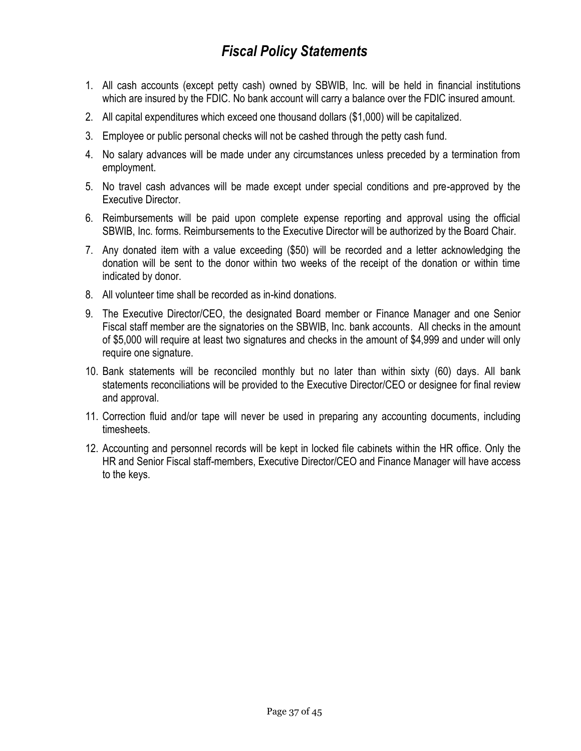# *Fiscal Policy Statements*

1. All cash accounts (except petty cash) owned by SBWIB, Inc. will be held in financial institutions which are insured by the FDIC. No bank account will carry a balance over the FDIC insured amount.
2. All capital expenditures which exceed one thousand dollars ($1,000) will be capitalized.
3. Employee or public personal checks will not be cashed through the petty cash fund.
4. No salary advances will be made under any circumstances unless preceded by a termination from employment.
5. No travel cash advances will be made except under special conditions and pre-approved by the Executive Director.
6. Reimbursements will be paid upon complete expense reporting and approval using the official SBWIB, Inc. forms. Reimbursements to the Executive Director will be authorized by the Board Chair.
7. Any donated item with a value exceeding ($50) will be recorded and a letter acknowledging the donation will be sent to the donor within two weeks of the receipt of the donation or within time indicated by donor.
8. All volunteer time shall be recorded as in-kind donations.
9. The Executive Director/CEO, the designated Board member or Finance Manager and one Senior Fiscal staff member are the signatories on the SBWIB, Inc. bank accounts. All checks in the amount of $5,000 will require at least two signatures and checks in the amount of $4,999 and under will only require one signature.
10. Bank statements will be reconciled monthly but no later than within sixty (60) days. All bank statements reconciliations will be provided to the Executive Director/CEO or designee for final review and approval.
11. Correction fluid and/or tape will never be used in preparing any accounting documents, including timesheets.
12. Accounting and personnel records will be kept in locked file cabinets within the HR office. Only the HR and Senior Fiscal staff-members, Executive Director/CEO and Finance Manager will have access to the keys.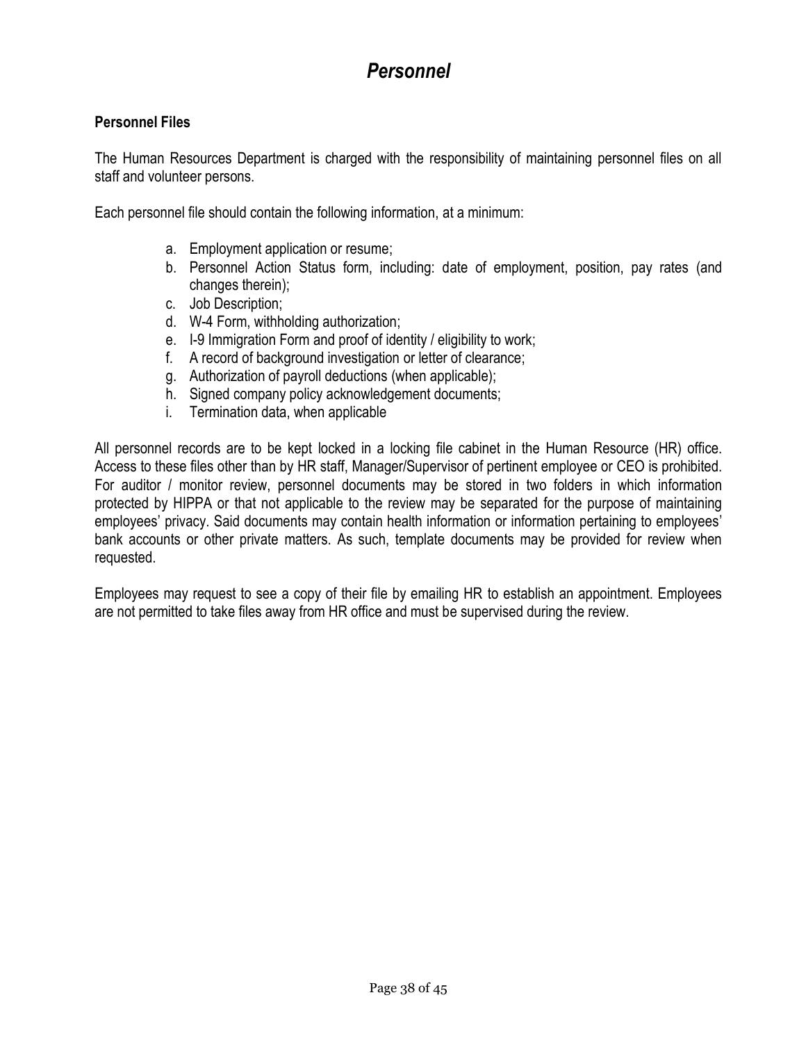# *Personnel*

**Personnel Files**

The Human Resources Department is charged with the responsibility of maintaining personnel files on all staff and volunteer persons.

Each personnel file should contain the following information, at a minimum:

a. Employment application or resume;
b. Personnel Action Status form, including: date of employment, position, pay rates (and changes therein);
c. Job Description;
d. W-4 Form, withholding authorization;
e. I-9 Immigration Form and proof of identity / eligibility to work;
f. A record of background investigation or letter of clearance;
g. Authorization of payroll deductions (when applicable);
h. Signed company policy acknowledgement documents;
i. Termination data, when applicable

All personnel records are to be kept locked in a locking file cabinet in the Human Resource (HR) office. Access to these files other than by HR staff, Manager/Supervisor of pertinent employee or CEO is prohibited. For auditor / monitor review, personnel documents may be stored in two folders in which information protected by HIPPA or that not applicable to the review may be separated for the purpose of maintaining employees' privacy. Said documents may contain health information or information pertaining to employees' bank accounts or other private matters. As such, template documents may be provided for review when requested.

Employees may request to see a copy of their file by emailing HR to establish an appointment. Employees are not permitted to take files away from HR office and must be supervised during the review.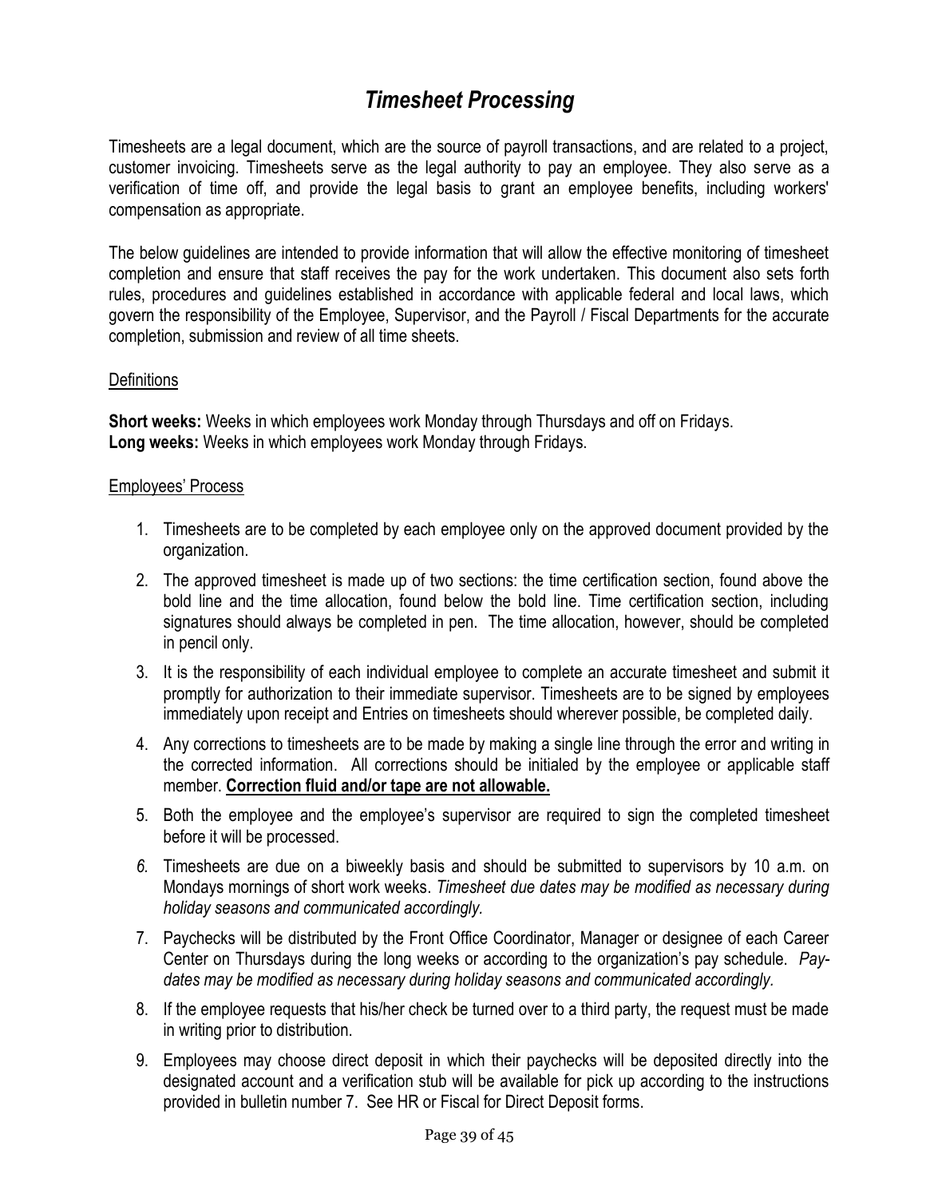# *Timesheet Processing*

Timesheets are a legal document, which are the source of payroll transactions, and are related to a project, customer invoicing. Timesheets serve as the legal authority to pay an employee. They also serve as a verification of time off, and provide the legal basis to grant an employee benefits, including workers' compensation as appropriate.

The below guidelines are intended to provide information that will allow the effective monitoring of timesheet completion and ensure that staff receives the pay for the work undertaken. This document also sets forth rules, procedures and guidelines established in accordance with applicable federal and local laws, which govern the responsibility of the Employee, Supervisor, and the Payroll / Fiscal Departments for the accurate completion, submission and review of all time sheets.

<u>Definitions</u>

**Short weeks:** Weeks in which employees work Monday through Thursdays and off on Fridays.
**Long weeks:** Weeks in which employees work Monday through Fridays.

<u>Employees' Process</u>

1. Timesheets are to be completed by each employee only on the approved document provided by the organization.
2. The approved timesheet is made up of two sections: the time certification section, found above the bold line and the time allocation, found below the bold line. Time certification section, including signatures should always be completed in pen. The time allocation, however, should be completed in pencil only.
3. It is the responsibility of each individual employee to complete an accurate timesheet and submit it promptly for authorization to their immediate supervisor. Timesheets are to be signed by employees immediately upon receipt and Entries on timesheets should wherever possible, be completed daily.
4. Any corrections to timesheets are to be made by making a single line through the error and writing in the corrected information. All corrections should be initialed by the employee or applicable staff member. **<u>Correction fluid and/or tape are not allowable.</u>**
5. Both the employee and the employee's supervisor are required to sign the completed timesheet before it will be processed.
6. Timesheets are due on a biweekly basis and should be submitted to supervisors by 10 a.m. on Mondays mornings of short work weeks. *Timesheet due dates may be modified as necessary during holiday seasons and communicated accordingly.*
7. Paychecks will be distributed by the Front Office Coordinator, Manager or designee of each Career Center on Thursdays during the long weeks or according to the organization's pay schedule. *Pay-dates may be modified as necessary during holiday seasons and communicated accordingly.*
8. If the employee requests that his/her check be turned over to a third party, the request must be made in writing prior to distribution.
9. Employees may choose direct deposit in which their paychecks will be deposited directly into the designated account and a verification stub will be available for pick up according to the instructions provided in bulletin number 7. See HR or Fiscal for Direct Deposit forms.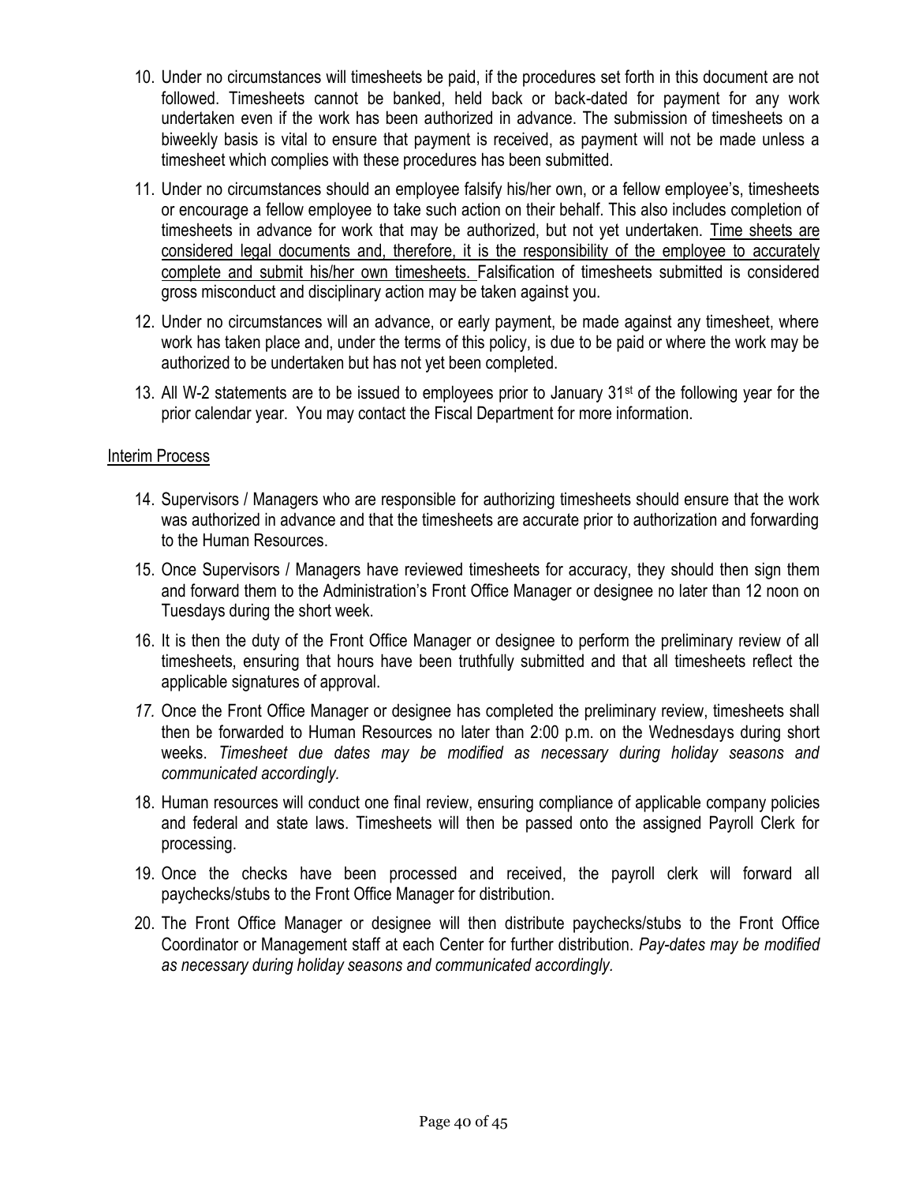10. Under no circumstances will timesheets be paid, if the procedures set forth in this document are not followed. Timesheets cannot be banked, held back or back-dated for payment for any work undertaken even if the work has been authorized in advance. The submission of timesheets on a biweekly basis is vital to ensure that payment is received, as payment will not be made unless a timesheet which complies with these procedures has been submitted.

11. Under no circumstances should an employee falsify his/her own, or a fellow employee's, timesheets or encourage a fellow employee to take such action on their behalf. This also includes completion of timesheets in advance for work that may be authorized, but not yet undertaken. <u>Time sheets are considered legal documents and, therefore, it is the responsibility of the employee to accurately complete and submit his/her own timesheets.</u> Falsification of timesheets submitted is considered gross misconduct and disciplinary action may be taken against you.

12. Under no circumstances will an advance, or early payment, be made against any timesheet, where work has taken place and, under the terms of this policy, is due to be paid or where the work may be authorized to be undertaken but has not yet been completed.

13. All W-2 statements are to be issued to employees prior to January 31st of the following year for the prior calendar year. You may contact the Fiscal Department for more information.

<u>Interim Process</u>

14. Supervisors / Managers who are responsible for authorizing timesheets should ensure that the work was authorized in advance and that the timesheets are accurate prior to authorization and forwarding to the Human Resources.

15. Once Supervisors / Managers have reviewed timesheets for accuracy, they should then sign them and forward them to the Administration's Front Office Manager or designee no later than 12 noon on Tuesdays during the short week.

16. It is then the duty of the Front Office Manager or designee to perform the preliminary review of all timesheets, ensuring that hours have been truthfully submitted and that all timesheets reflect the applicable signatures of approval.

17. Once the Front Office Manager or designee has completed the preliminary review, timesheets shall then be forwarded to Human Resources no later than 2:00 p.m. on the Wednesdays during short weeks. *Timesheet due dates may be modified as necessary during holiday seasons and communicated accordingly.*

18. Human resources will conduct one final review, ensuring compliance of applicable company policies and federal and state laws. Timesheets will then be passed onto the assigned Payroll Clerk for processing.

19. Once the checks have been processed and received, the payroll clerk will forward all paychecks/stubs to the Front Office Manager for distribution.

20. The Front Office Manager or designee will then distribute paychecks/stubs to the Front Office Coordinator or Management staff at each Center for further distribution. *Pay-dates may be modified as necessary during holiday seasons and communicated accordingly.*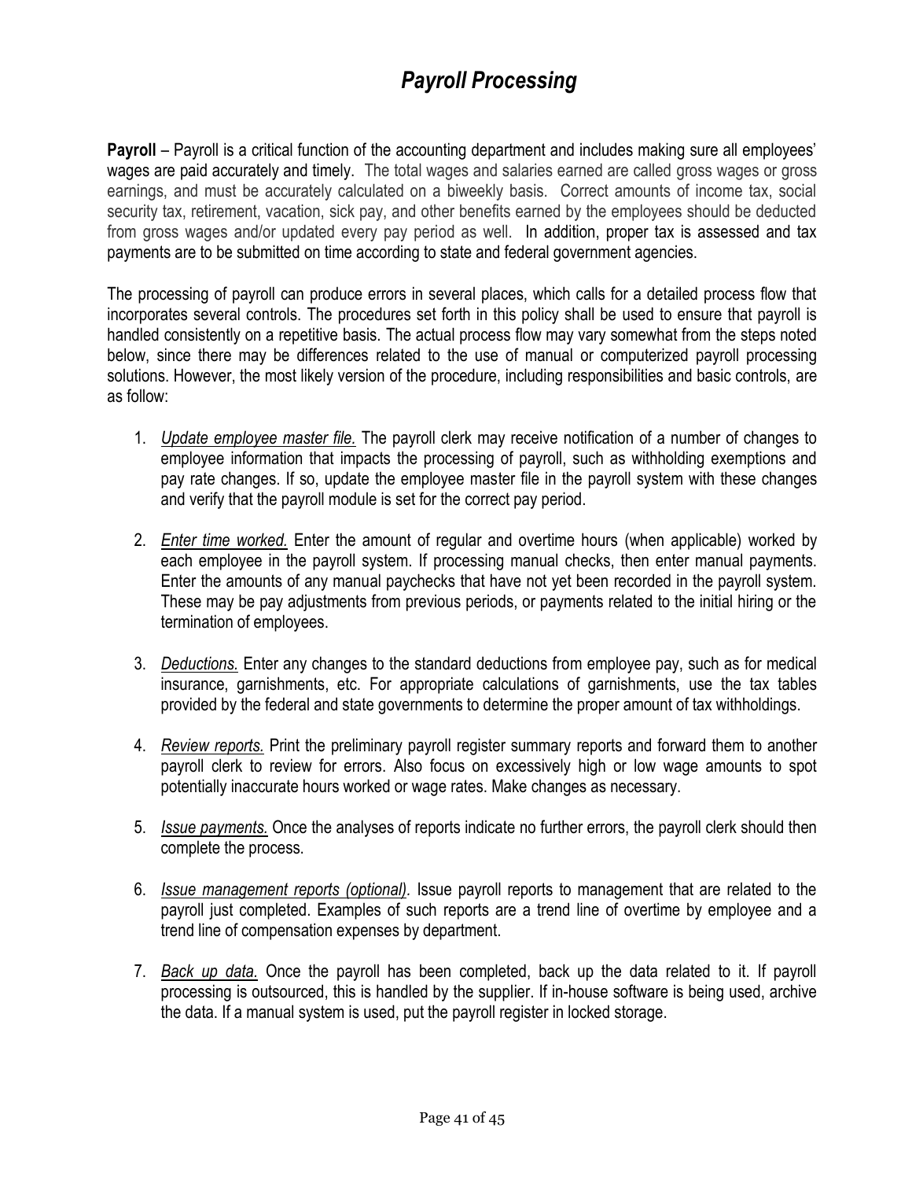# *Payroll Processing*

**Payroll** – Payroll is a critical function of the accounting department and includes making sure all employees' wages are paid accurately and timely. The total wages and salaries earned are called gross wages or gross earnings, and must be accurately calculated on a biweekly basis. Correct amounts of income tax, social security tax, retirement, vacation, sick pay, and other benefits earned by the employees should be deducted from gross wages and/or updated every pay period as well. In addition, proper tax is assessed and tax payments are to be submitted on time according to state and federal government agencies.

The processing of payroll can produce errors in several places, which calls for a detailed process flow that incorporates several controls. The procedures set forth in this policy shall be used to ensure that payroll is handled consistently on a repetitive basis. The actual process flow may vary somewhat from the steps noted below, since there may be differences related to the use of manual or computerized payroll processing solutions. However, the most likely version of the procedure, including responsibilities and basic controls, are as follow:

1. *Update employee master file.* The payroll clerk may receive notification of a number of changes to employee information that impacts the processing of payroll, such as withholding exemptions and pay rate changes. If so, update the employee master file in the payroll system with these changes and verify that the payroll module is set for the correct pay period.

2. *Enter time worked.* Enter the amount of regular and overtime hours (when applicable) worked by each employee in the payroll system. If processing manual checks, then enter manual payments. Enter the amounts of any manual paychecks that have not yet been recorded in the payroll system. These may be pay adjustments from previous periods, or payments related to the initial hiring or the termination of employees.

3. *Deductions.* Enter any changes to the standard deductions from employee pay, such as for medical insurance, garnishments, etc. For appropriate calculations of garnishments, use the tax tables provided by the federal and state governments to determine the proper amount of tax withholdings.

4. *Review reports.* Print the preliminary payroll register summary reports and forward them to another payroll clerk to review for errors. Also focus on excessively high or low wage amounts to spot potentially inaccurate hours worked or wage rates. Make changes as necessary.

5. *Issue payments.* Once the analyses of reports indicate no further errors, the payroll clerk should then complete the process.

6. *Issue management reports (optional).* Issue payroll reports to management that are related to the payroll just completed. Examples of such reports are a trend line of overtime by employee and a trend line of compensation expenses by department.

7. *Back up data.* Once the payroll has been completed, back up the data related to it. If payroll processing is outsourced, this is handled by the supplier. If in-house software is being used, archive the data. If a manual system is used, put the payroll register in locked storage.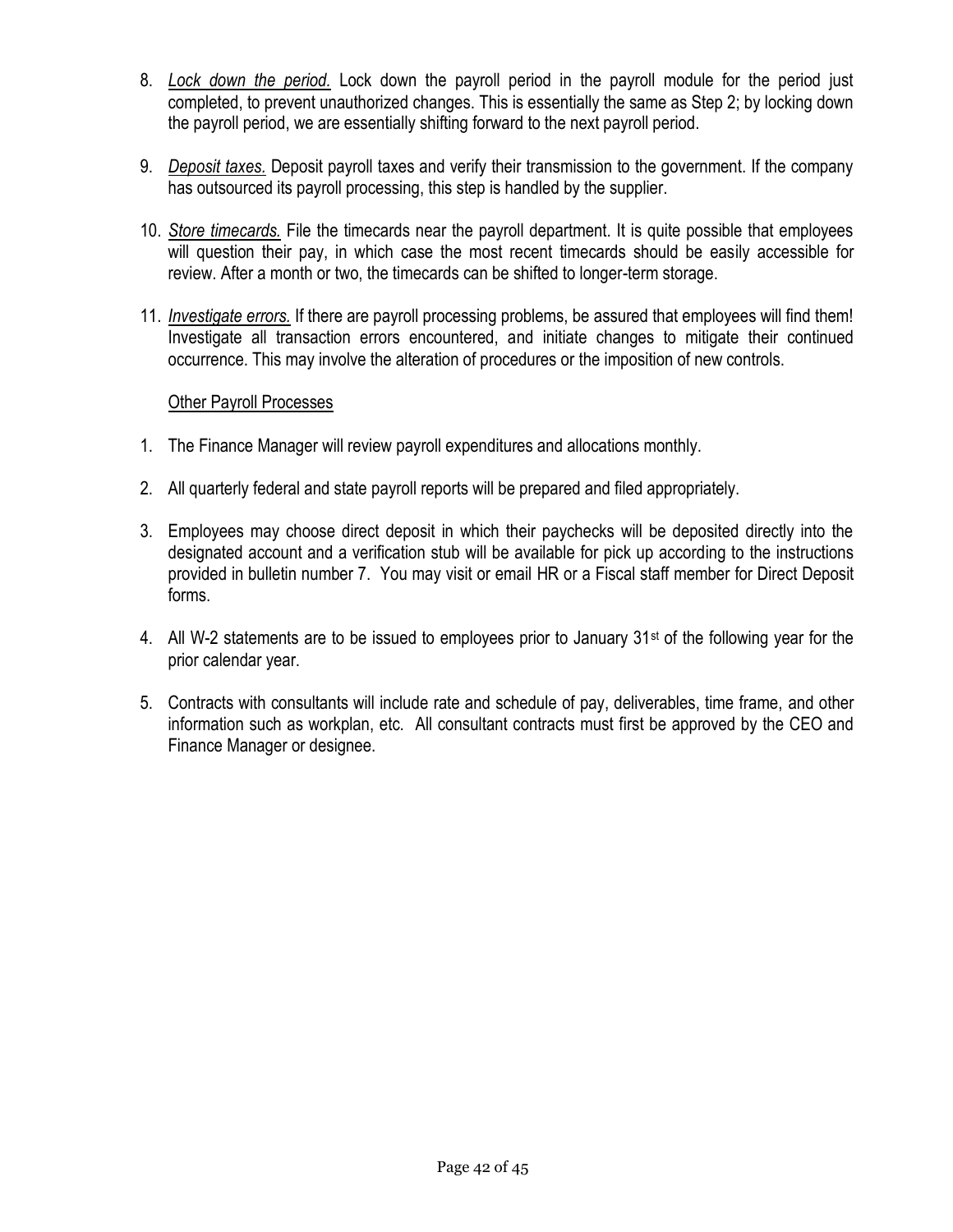8. *Lock down the period.* Lock down the payroll period in the payroll module for the period just completed, to prevent unauthorized changes. This is essentially the same as Step 2; by locking down the payroll period, we are essentially shifting forward to the next payroll period.

9. *Deposit taxes.* Deposit payroll taxes and verify their transmission to the government. If the company has outsourced its payroll processing, this step is handled by the supplier.

10. *Store timecards.* File the timecards near the payroll department. It is quite possible that employees will question their pay, in which case the most recent timecards should be easily accessible for review. After a month or two, the timecards can be shifted to longer-term storage.

11. *Investigate errors.* If there are payroll processing problems, be assured that employees will find them! Investigate all transaction errors encountered, and initiate changes to mitigate their continued occurrence. This may involve the alteration of procedures or the imposition of new controls.

Other Payroll Processes

1. The Finance Manager will review payroll expenditures and allocations monthly.

2. All quarterly federal and state payroll reports will be prepared and filed appropriately.

3. Employees may choose direct deposit in which their paychecks will be deposited directly into the designated account and a verification stub will be available for pick up according to the instructions provided in bulletin number 7. You may visit or email HR or a Fiscal staff member for Direct Deposit forms.

4. All W-2 statements are to be issued to employees prior to January 31st of the following year for the prior calendar year.

5. Contracts with consultants will include rate and schedule of pay, deliverables, time frame, and other information such as workplan, etc. All consultant contracts must first be approved by the CEO and Finance Manager or designee.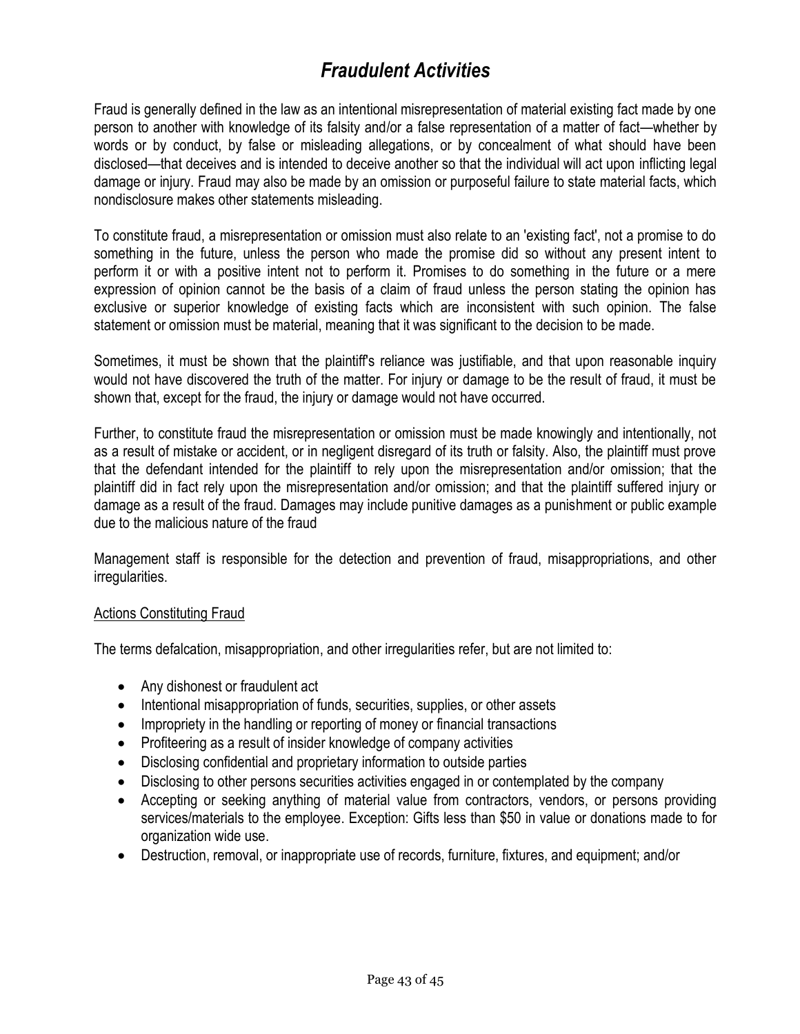# *Fraudulent Activities*

Fraud is generally defined in the law as an intentional misrepresentation of material existing fact made by one person to another with knowledge of its falsity and/or a false representation of a matter of fact—whether by words or by conduct, by false or misleading allegations, or by concealment of what should have been disclosed—that deceives and is intended to deceive another so that the individual will act upon inflicting legal damage or injury. Fraud may also be made by an omission or purposeful failure to state material facts, which nondisclosure makes other statements misleading.

To constitute fraud, a misrepresentation or omission must also relate to an 'existing fact', not a promise to do something in the future, unless the person who made the promise did so without any present intent to perform it or with a positive intent not to perform it. Promises to do something in the future or a mere expression of opinion cannot be the basis of a claim of fraud unless the person stating the opinion has exclusive or superior knowledge of existing facts which are inconsistent with such opinion. The false statement or omission must be material, meaning that it was significant to the decision to be made.

Sometimes, it must be shown that the plaintiff's reliance was justifiable, and that upon reasonable inquiry would not have discovered the truth of the matter. For injury or damage to be the result of fraud, it must be shown that, except for the fraud, the injury or damage would not have occurred.

Further, to constitute fraud the misrepresentation or omission must be made knowingly and intentionally, not as a result of mistake or accident, or in negligent disregard of its truth or falsity. Also, the plaintiff must prove that the defendant intended for the plaintiff to rely upon the misrepresentation and/or omission; that the plaintiff did in fact rely upon the misrepresentation and/or omission; and that the plaintiff suffered injury or damage as a result of the fraud. Damages may include punitive damages as a punishment or public example due to the malicious nature of the fraud

Management staff is responsible for the detection and prevention of fraud, misappropriations, and other irregularities.

<u>Actions Constituting Fraud</u>

The terms defalcation, misappropriation, and other irregularities refer, but are not limited to:

- Any dishonest or fraudulent act
- Intentional misappropriation of funds, securities, supplies, or other assets
- Impropriety in the handling or reporting of money or financial transactions
- Profiteering as a result of insider knowledge of company activities
- Disclosing confidential and proprietary information to outside parties
- Disclosing to other persons securities activities engaged in or contemplated by the company
- Accepting or seeking anything of material value from contractors, vendors, or persons providing services/materials to the employee. Exception: Gifts less than $50 in value or donations made to for organization wide use.
- Destruction, removal, or inappropriate use of records, furniture, fixtures, and equipment; and/or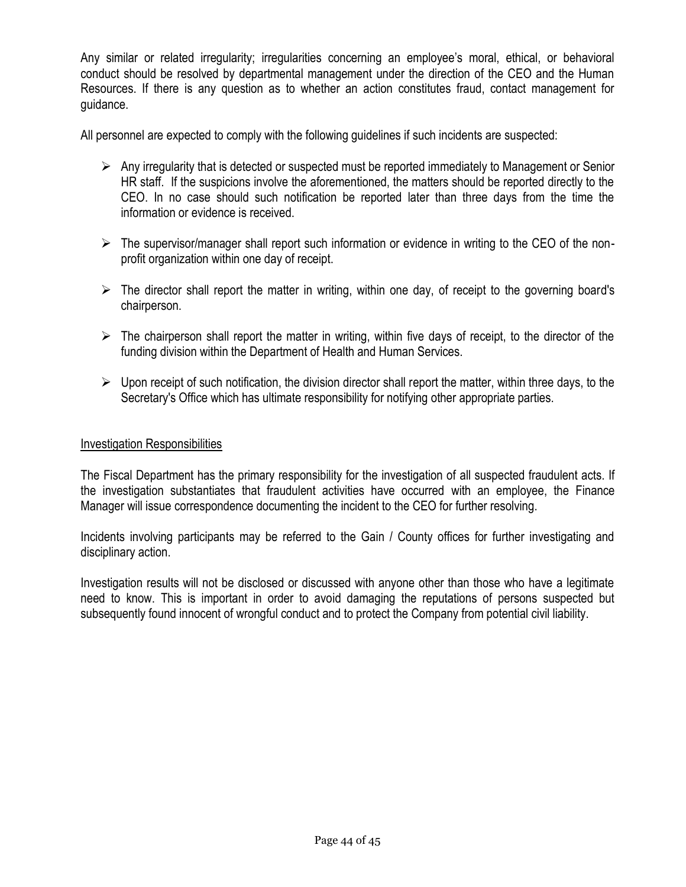Any similar or related irregularity; irregularities concerning an employee's moral, ethical, or behavioral conduct should be resolved by departmental management under the direction of the CEO and the Human Resources. If there is any question as to whether an action constitutes fraud, contact management for guidance.

All personnel are expected to comply with the following guidelines if such incidents are suspected:

- Any irregularity that is detected or suspected must be reported immediately to Management or Senior HR staff. If the suspicions involve the aforementioned, the matters should be reported directly to the CEO. In no case should such notification be reported later than three days from the time the information or evidence is received.
- The supervisor/manager shall report such information or evidence in writing to the CEO of the non-profit organization within one day of receipt.
- The director shall report the matter in writing, within one day, of receipt to the governing board's chairperson.
- The chairperson shall report the matter in writing, within five days of receipt, to the director of the funding division within the Department of Health and Human Services.
- Upon receipt of such notification, the division director shall report the matter, within three days, to the Secretary's Office which has ultimate responsibility for notifying other appropriate parties.

Investigation Responsibilities

The Fiscal Department has the primary responsibility for the investigation of all suspected fraudulent acts. If the investigation substantiates that fraudulent activities have occurred with an employee, the Finance Manager will issue correspondence documenting the incident to the CEO for further resolving.

Incidents involving participants may be referred to the Gain / County offices for further investigating and disciplinary action.

Investigation results will not be disclosed or discussed with anyone other than those who have a legitimate need to know. This is important in order to avoid damaging the reputations of persons suspected but subsequently found innocent of wrongful conduct and to protect the Company from potential civil liability.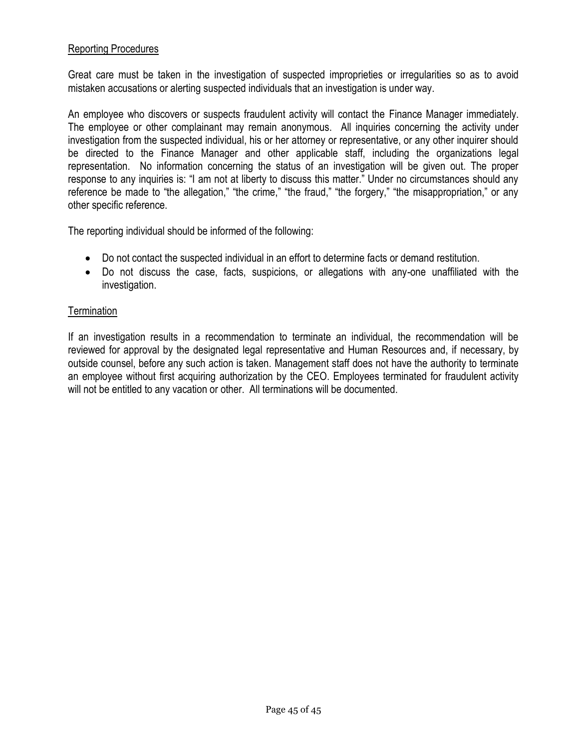Reporting Procedures

Great care must be taken in the investigation of suspected improprieties or irregularities so as to avoid mistaken accusations or alerting suspected individuals that an investigation is under way.

An employee who discovers or suspects fraudulent activity will contact the Finance Manager immediately. The employee or other complainant may remain anonymous. All inquiries concerning the activity under investigation from the suspected individual, his or her attorney or representative, or any other inquirer should be directed to the Finance Manager and other applicable staff, including the organizations legal representation. No information concerning the status of an investigation will be given out. The proper response to any inquiries is: "I am not at liberty to discuss this matter." Under no circumstances should any reference be made to "the allegation," "the crime," "the fraud," "the forgery," "the misappropriation," or any other specific reference.

The reporting individual should be informed of the following:

- Do not contact the suspected individual in an effort to determine facts or demand restitution.
- Do not discuss the case, facts, suspicions, or allegations with any-one unaffiliated with the investigation.

Termination

If an investigation results in a recommendation to terminate an individual, the recommendation will be reviewed for approval by the designated legal representative and Human Resources and, if necessary, by outside counsel, before any such action is taken. Management staff does not have the authority to terminate an employee without first acquiring authorization by the CEO. Employees terminated for fraudulent activity will not be entitled to any vacation or other. All terminations will be documented.